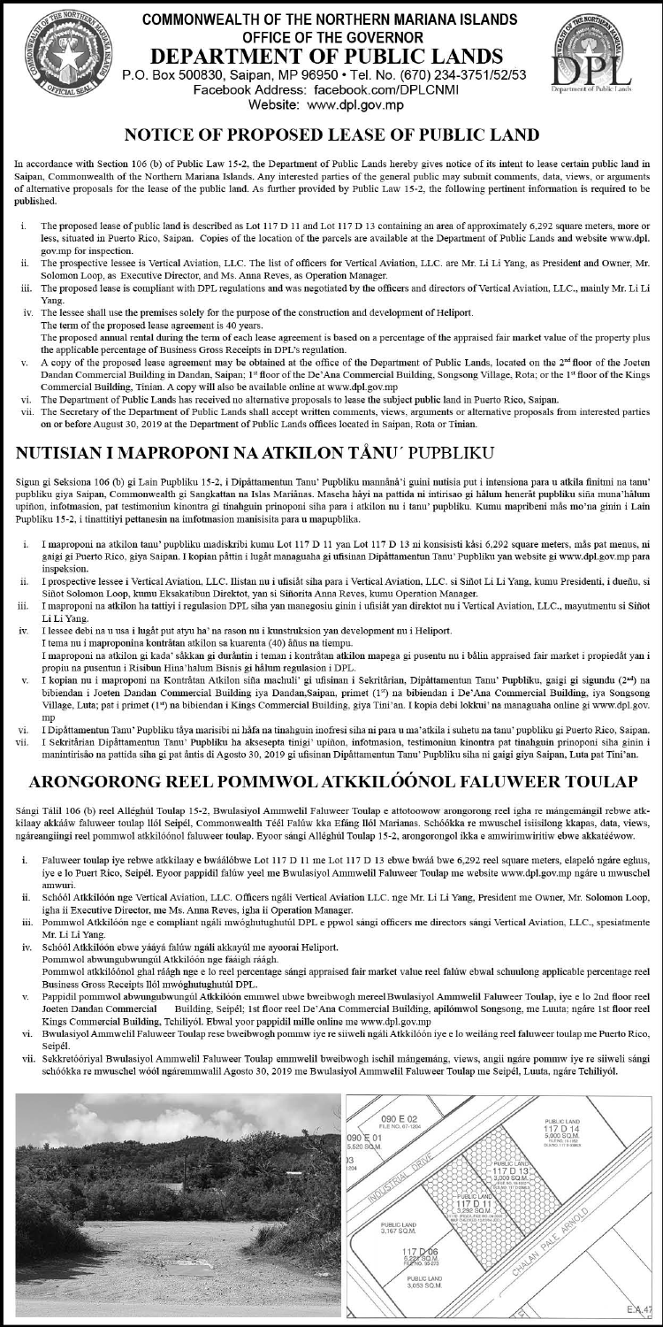COMMONWEALTH OF THE NORTHERN MARIANA ISLANDS
OFFICE OF THE GOVERNOR

# DEPARTMENT OF PUBLIC LANDS

P.O. Box 500830, Saipan, MP 96950 • Tel. No. (670) 234-3751/52/53
Facebook Address: facebook.com/DPLCNMI
Website: www.dpl.gov.mp

## NOTICE OF PROPOSED LEASE OF PUBLIC LAND

In accordance with Section 106 (b) of Public Law 15-2, the Department of Public Lands hereby gives notice of its intent to lease certain public land in Saipan, Commonwealth of the Northern Mariana Islands. Any interested parties of the general public may submit comments, data, views, or arguments of alternative proposals for the lease of the public land. As further provided by Public Law 15-2, the following pertinent information is required to be published.

i. The proposed lease of public land is described as Lot 117 D 11 and Lot 117 D 13 containing an area of approximately 6,292 square meters, more or less, situated in Puerto Rico, Saipan. Copies of the location of the parcels are available at the Department of Public Lands and website www.dpl.gov.mp for inspection.
ii. The prospective lessee is Vertical Aviation, LLC. The list of officers for Vertical Aviation, LLC. are Mr. Li Li Yang, as President and Owner, Mr. Solomon Loop, as Executive Director, and Ms. Anna Reves, as Operation Manager.
iii. The proposed lease is compliant with DPL regulations and was negotiated by the officers and directors of Vertical Aviation, LLC., mainly Mr. Li Li Yang.
iv. The lessee shall use the premises solely for the purpose of the construction and development of Heliport.
The term of the proposed lease agreement is 40 years.
The proposed annual rental during the term of each lease agreement is based on a percentage of the appraised fair market value of the property plus the applicable percentage of Business Gross Receipts in DPL's regulation.
v. A copy of the proposed lease agreement may be obtained at the office of the Department of Public Lands, located on the 2nd floor of the Joeten Dandan Commercial Building in Dandan, Saipan; 1st floor of the De'Ana Commercial Building, Songsong Village, Rota; or the 1st floor of the Kings Commercial Building, Tinian. A copy will also be available online at www.dpl.gov.mp
vi. The Department of Public Lands has received no alternative proposals to lease the subject public land in Puerto Rico, Saipan.
vii. The Secretary of the Department of Public Lands shall accept written comments, views, arguments or alternative proposals from interested parties on or before August 30, 2019 at the Department of Public Lands offices located in Saipan, Rota or Tinian.

## NUTISIAN I MAPROPONI NA ATKILON TÅNU´ PUPBLIKU

Sigun gi Seksiona 106 (b) gi Lain Pupbliku 15-2, i Dipåttamentun Tanu' Pupbliku mannånâ'i guini nutisia put i intensiona para u atkila finitmi na tanu' pupbliku giya Saipan, Commonwealth gi Sangkattan na Islas Mariånas. Maseha håyi na pattida ni intirisao gi hålum henerât pupbliku siña muna'hålum upiñon, infotmasion, pat testimoniun kinontra gi tinahguin prinoponi siha para i atkilon nu i tanu' pupbliku. Kumu mapribeni mås mo'na ginin i Lain Pupbliku 15-2, i tinattitiyi pettanesin na imfotmasion manisisita para u mapupblika.

i. I maproponi na atkilon tanu' pupbliku madiskribi kumu Lot 117 D 11 yan Lot 117 D 13 ni konsisisti kåsi 6.292 square meters, mås pat menus, ni gaigi gi Puerto Rico, giya Saipan. I kopian påttin i lugåt managuaha gi ufisinan Dipåttamentun Tanu' Pupbliku yan website gi www.dpl.gov.mp para inspeksion.
ii. I prospective lessee i Vertical Aviation, LLC. Ilistan nu i ufisiåt siha para i Vertical Aviation, LLC. si Siñot Li Li Yang, kumu Presidenti, i dueñu, si Siñot Solomon Loop, kumu Eksakatibun Direktot, yan si Siñorita Anna Reves, kumu Operation Manager.
iii. I maproponi na atkilon ha tattiyi i regulasion DPL siha yan manegosiu ginin i ufisiåt yan direktot nu i Vertical Aviation, LLC., mayutmentu si Siñot Li Li Yang.
iv. I lessee debi na u usa i lugåt put atyu ha' na rason nu i kunstruksion yan development nu i Heliport.
I tema nu i maproponina kontråtan atkilon sa kuarenta (40) åñus na tiempu.
I maproponi na atkilon gi kada' såkkan gi duråntin i teman i kontråtan atkilon mapega gi pusentu nu i bålin appraised fair market i propiedåt yan i propin na pusentun i Risibun Hina'halom Bisnis gi hålum regulasion i DPL.
v. I kopian nu i maproponi na Kontråtan Atkilon siña machuli' gi ufisinan i Sekritårian, Dipåttamentun Tanu' Pupbliku, gaigi gi sigundu (2nd) na bibiendan i Joeten Dandan Commercial Building iya Dandan,Saipan, primet (1st) na bibiendan i De'Ana Commercial Building, iya Songsong Village, Luta; pat i primet (1st) na bibiendan i Kings Commercial Building, giya Tini'an. I kopia debi lokkui' na managuaha online gi www.dpl.gov.mp
vi. I Dipåttamentun Tanu' Pupbliku tåya marisibi ni håfa na tinahguin inofresi siha ni para u ma'atkila i suhetu na tanu' pupbliku gi Puerto Rico, Saipan.
vii. I Sekritårian Dipåttamentun Tanu' Pupbliku ha aksesepta tinigi' upiñon, infotmasion, testimoniun kinontra pat tinahguin prinoponi siha ginin i manintirisåo na pattida siha gi pat åntis di Agosto 30, 2019 gi ufisinan Dipåttamentun Tanu' Pupbliku siha ni gaigi giya Saipan, Luta pat Tini'an.

## ARONGORONG REEL POMMWOL ATKKILÓÓNOL FALUWEER TOULAP

Sángi Tálil 106 (b) reel Alléghúl Toulap 15-2, Bwulasiyol Ammwelil Faluweer Toulap e attotoowow arongorong reel igha re mángemángil rebwe atkkilaay akkááw faluweer toulap llól Seipél, Commonwealth Téél Falúw kka Efáng llól Marianas. Schóókka re mwuschel isiisilong kkapas, data, views, ngáreangiingi reel pommwol atkkilóónol faluweer toulap. Eyoor sángi Alléghúl Toulap 15-2, arongorongol ikka e amwirimwiritiw ebwe akkatéééwow.

i. Faluweer toulap iye rebwe atkkilaay e bwáálóbwe Lot 117 D 11 me Lot 117 D 13 ebwe bwáá bwe 6,292 reel square meters, elapeló ngáre eghus, iye e lo Puert Rico, Seipél. Eyoor pappidil falúw yeel me Bwulasiyol Ammwelil Faluweer Toulap me website www.dpl.gov.mp ngáre u mwuschel amwuri.
ii. Schóól Atkkilóón nge Vertical Aviation, LLC. Officers ngáli Vertical Aviation LLC. nge Mr. Li Li Yang, President me Owner, Mr. Solomon Loop, igha ii Executive Director, me Ms. Anna Reves, igha ii Operation Manager.
iii. Pommwol Atkkilóón nge e compliant ngáli mwóghutughutúl DPL e ppwol sángi officers me directors sángi Vertical Aviation, LLC., spesiatmente Mr. Li Li Yang.
iv. Schóól Atkkilóón ebwe yááyá falúw ngáli akkayúl me ayoorai Heliport.
Pommwol abwungubwungúl Atkkilóón nge fááigh ráágh.
Pommwol atkkilóónol ghal ráágh nge e lo reel percentage sángi appraised fair market value reel falúw ebwal schuulong applicable percentage reel Business Gross Receipts llól mwóghutughutúl DPL.
v. Pappidil pommwol abwungubwungúl Atkkilóón emmwel ubwe bweibwogh mereel Bwulasiyol Ammwelil Faluweer Toulap, iye e lo 2nd floor reel Joeten Dandan Commercial Building, Seipél; 1st floor reel De'Ana Commercial Building, apilómwol Songsong, me Luuta; ngáre 1st floor reel Kings Commercial Building, Tchiliyól. Ebwal yoor pappidil mille online me www.dpl.gov.mp
vi. Bwulasiyol Ammwelil Faluweer Toulap rese bweibwogh pommw iye re siiweli ngáli Atkkilóón iye e lo weiláng reel faluweer toulap me Puerto Rico, Seipél.
vii. Sekkretóóriyal Bwulasiyol Ammwelil Faluweer Toulap emmwelil bweibwogh ischil mángemáng, views, angii ngáre pommw iye re siiweli sángi schóókka re mwuschel wóól ngáremmwalil Agosto 30, 2019 me Bwulasiyol Ammwelil Faluweer Toulap me Seipél, Luuta, ngáre Tchiliyól.

090 E 02 FILE NO. 07-1206 | 090 E 01 5,520 SQ.M. | INDUSTRIAL DRIVE | PUBLIC LAND 117 D 14 5,000 SQ.M. | PUBLIC LAND 117 D 13 3,000 SQ.M. | PUBLIC LAND 117 D 11 3,292 SQ.M. | PUBLIC LAND 3,167 SQ.M. | 117 D 06 5,222 SQ.M. | PUBLIC LAND 3,053 SQ.M. | CHALAN PALE ARNOLD

EA 47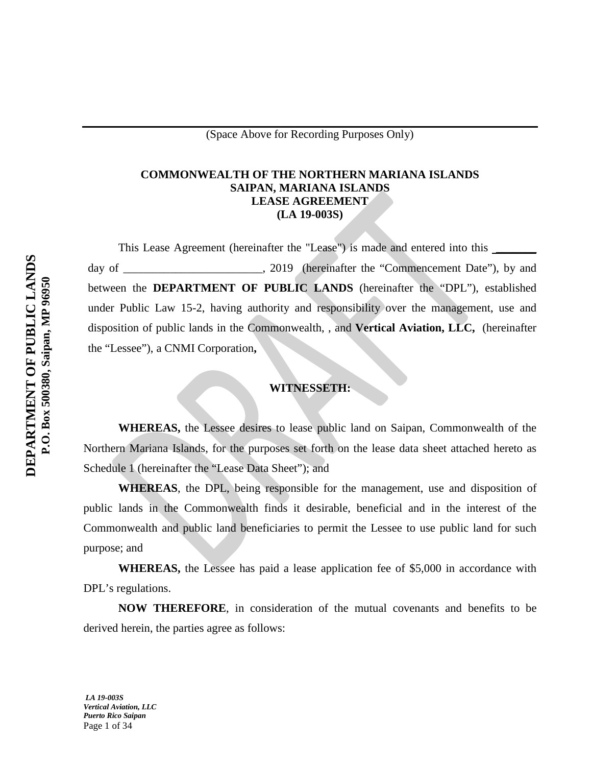(Space Above for Recording Purposes Only)

**COMMONWEALTH OF THE NORTHERN MARIANA ISLANDS**
**SAIPAN, MARIANA ISLANDS**
**LEASE AGREEMENT**
**(LA 19-003S)**

This Lease Agreement (hereinafter the "Lease") is made and entered into this _______ day of ________________________, 2019 (hereinafter the "Commencement Date"), by and between the **DEPARTMENT OF PUBLIC LANDS** (hereinafter the "DPL"), established under Public Law 15-2, having authority and responsibility over the management, use and disposition of public lands in the Commonwealth, , and **Vertical Aviation, LLC,** (hereinafter the "Lessee"), a CNMI Corporation**,**

**WITNESSETH:**

**WHEREAS,** the Lessee desires to lease public land on Saipan, Commonwealth of the Northern Mariana Islands, for the purposes set forth on the lease data sheet attached hereto as Schedule 1 (hereinafter the "Lease Data Sheet"); and

**WHEREAS**, the DPL, being responsible for the management, use and disposition of public lands in the Commonwealth finds it desirable, beneficial and in the interest of the Commonwealth and public land beneficiaries to permit the Lessee to use public land for such purpose; and

**WHEREAS,** the Lessee has paid a lease application fee of $5,000 in accordance with DPL's regulations.

**NOW THEREFORE**, in consideration of the mutual covenants and benefits to be derived herein, the parties agree as follows: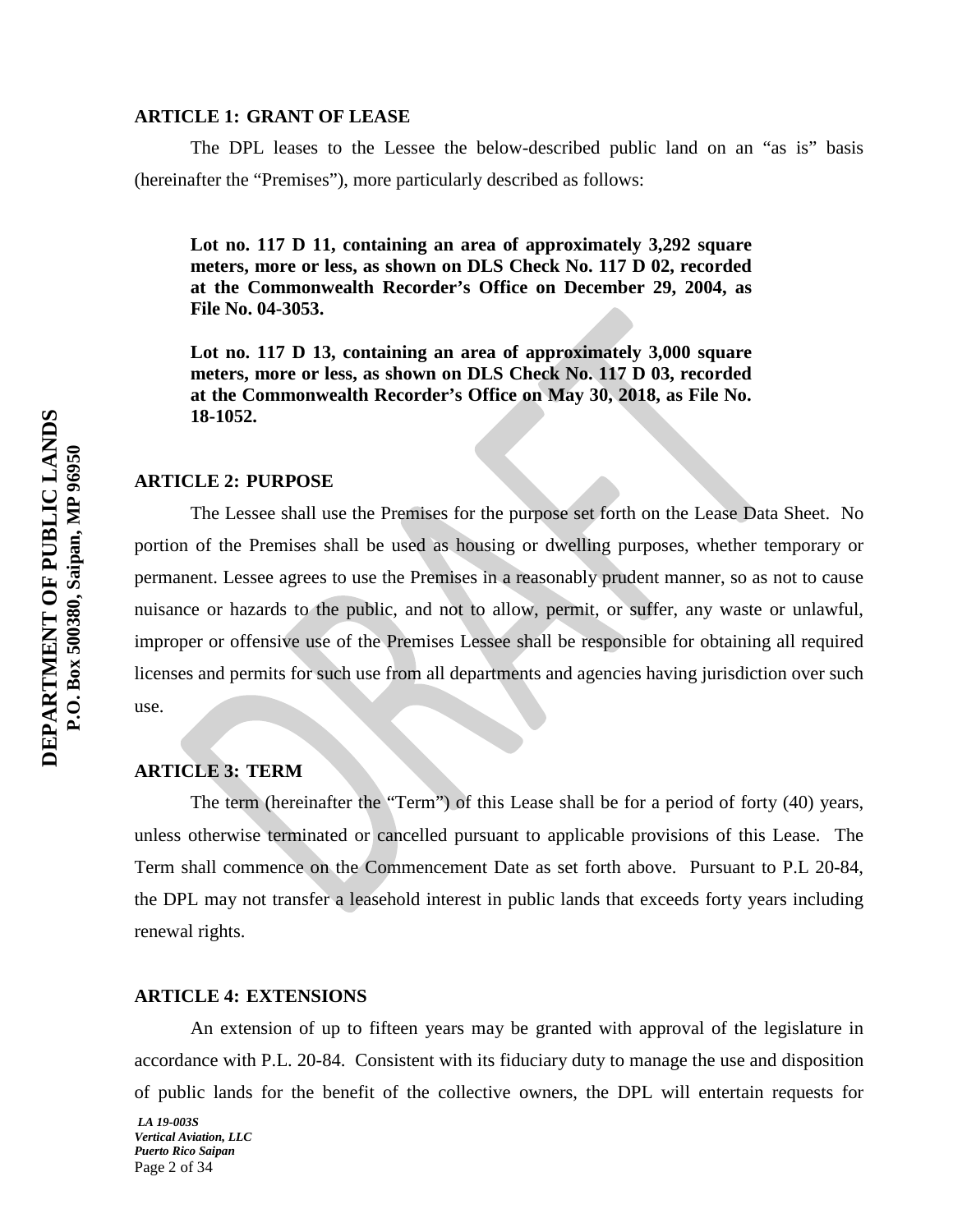**ARTICLE 1: GRANT OF LEASE**

The DPL leases to the Lessee the below-described public land on an "as is" basis (hereinafter the "Premises"), more particularly described as follows:

**Lot no. 117 D 11, containing an area of approximately 3,292 square meters, more or less, as shown on DLS Check No. 117 D 02, recorded at the Commonwealth Recorder's Office on December 29, 2004, as File No. 04-3053.**

**Lot no. 117 D 13, containing an area of approximately 3,000 square meters, more or less, as shown on DLS Check No. 117 D 03, recorded at the Commonwealth Recorder's Office on May 30, 2018, as File No. 18-1052.**

**ARTICLE 2: PURPOSE**

The Lessee shall use the Premises for the purpose set forth on the Lease Data Sheet. No portion of the Premises shall be used as housing or dwelling purposes, whether temporary or permanent. Lessee agrees to use the Premises in a reasonably prudent manner, so as not to cause nuisance or hazards to the public, and not to allow, permit, or suffer, any waste or unlawful, improper or offensive use of the Premises Lessee shall be responsible for obtaining all required licenses and permits for such use from all departments and agencies having jurisdiction over such use.

**ARTICLE 3: TERM**

The term (hereinafter the "Term") of this Lease shall be for a period of forty (40) years, unless otherwise terminated or cancelled pursuant to applicable provisions of this Lease. The Term shall commence on the Commencement Date as set forth above. Pursuant to P.L 20-84, the DPL may not transfer a leasehold interest in public lands that exceeds forty years including renewal rights.

**ARTICLE 4: EXTENSIONS**

An extension of up to fifteen years may be granted with approval of the legislature in accordance with P.L. 20-84. Consistent with its fiduciary duty to manage the use and disposition of public lands for the benefit of the collective owners, the DPL will entertain requests for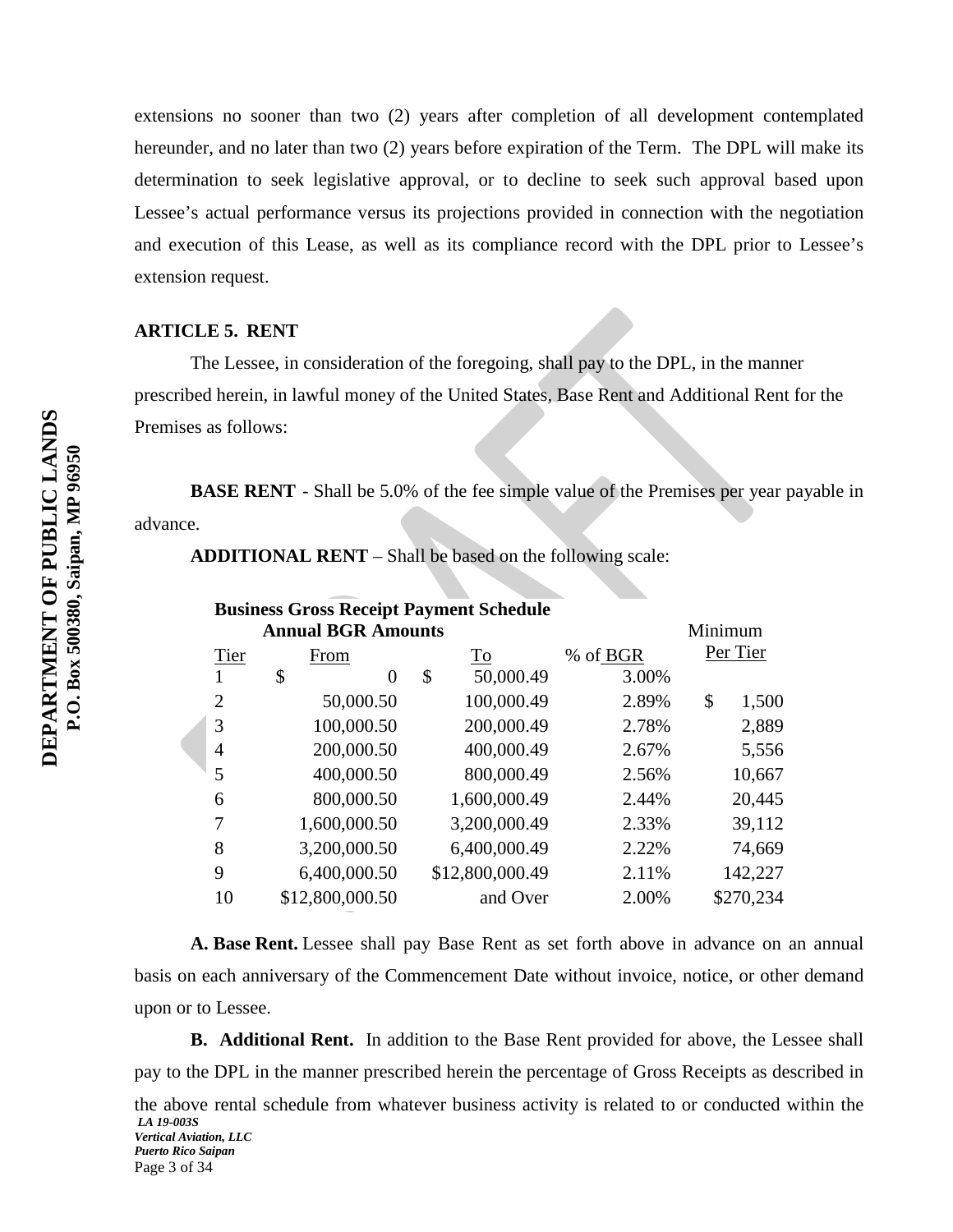extensions no sooner than two (2) years after completion of all development contemplated hereunder, and no later than two (2) years before expiration of the Term. The DPL will make its determination to seek legislative approval, or to decline to seek such approval based upon Lessee's actual performance versus its projections provided in connection with the negotiation and execution of this Lease, as well as its compliance record with the DPL prior to Lessee's extension request.

### ARTICLE 5. RENT

The Lessee, in consideration of the foregoing, shall pay to the DPL, in the manner prescribed herein, in lawful money of the United States, Base Rent and Additional Rent for the Premises as follows:

**BASE RENT** - Shall be 5.0% of the fee simple value of the Premises per year payable in advance.

**ADDITIONAL RENT** – Shall be based on the following scale:

**Business Gross Receipt Payment Schedule**

| | **Annual BGR Amounts** | | | Minimum |
|---|---|---|---|---|
| Tier | From | To | % of BGR | Per Tier |
| 1 | $ 0 | $ 50,000.49 | 3.00% | |
| 2 | 50,000.50 | 100,000.49 | 2.89% | $ 1,500 |
| 3 | 100,000.50 | 200,000.49 | 2.78% | 2,889 |
| 4 | 200,000.50 | 400,000.49 | 2.67% | 5,556 |
| 5 | 400,000.50 | 800,000.49 | 2.56% | 10,667 |
| 6 | 800,000.50 | 1,600,000.49 | 2.44% | 20,445 |
| 7 | 1,600,000.50 | 3,200,000.49 | 2.33% | 39,112 |
| 8 | 3,200,000.50 | 6,400,000.49 | 2.22% | 74,669 |
| 9 | 6,400,000.50 | $12,800,000.49 | 2.11% | 142,227 |
| 10 | $12,800,000.50 | and Over | 2.00% | $270,234 |

**A. Base Rent.** Lessee shall pay Base Rent as set forth above in advance on an annual basis on each anniversary of the Commencement Date without invoice, notice, or other demand upon or to Lessee.

**B. Additional Rent.** In addition to the Base Rent provided for above, the Lessee shall pay to the DPL in the manner prescribed herein the percentage of Gross Receipts as described in the above rental schedule from whatever business activity is related to or conducted within the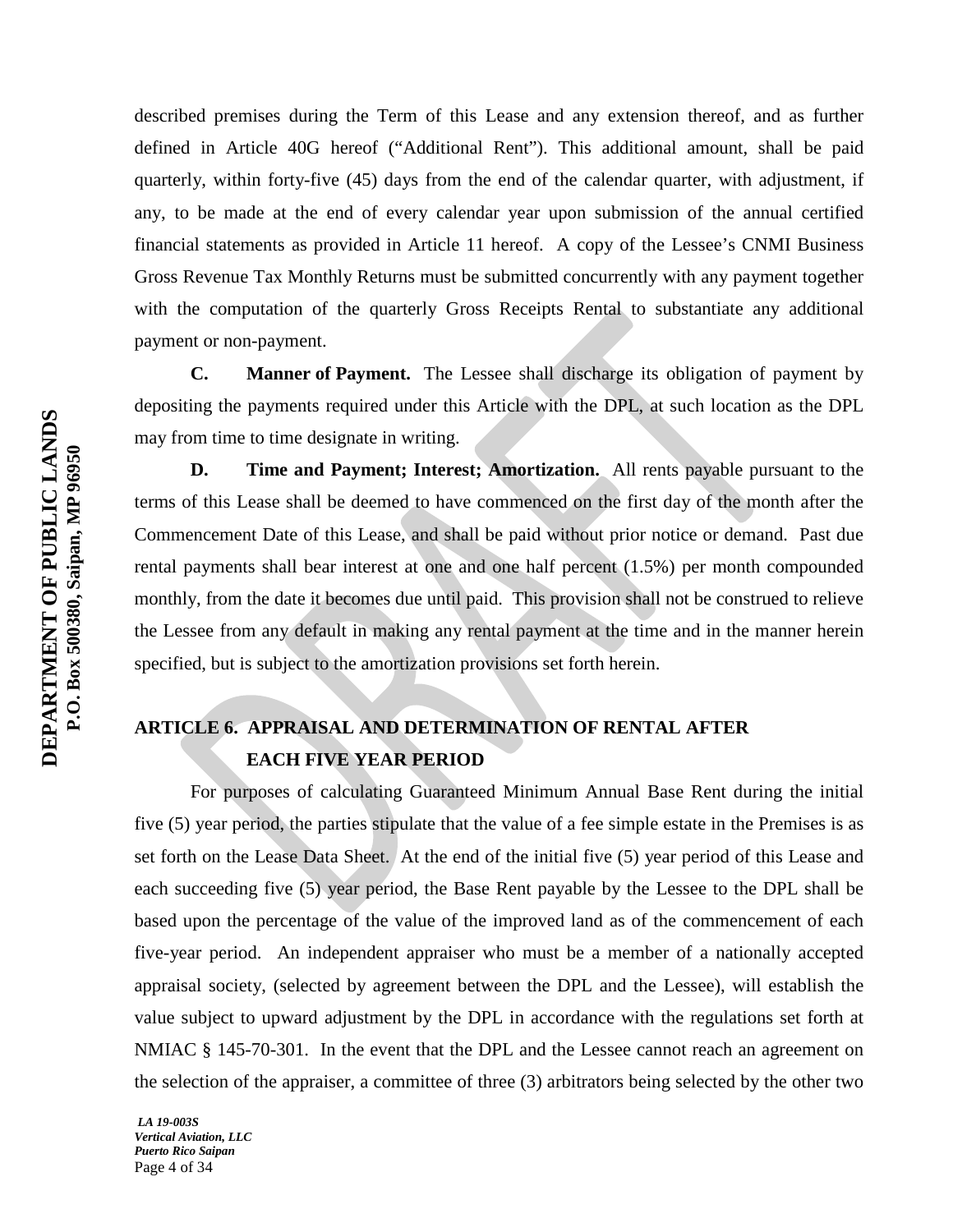described premises during the Term of this Lease and any extension thereof, and as further defined in Article 40G hereof ("Additional Rent"). This additional amount, shall be paid quarterly, within forty-five (45) days from the end of the calendar quarter, with adjustment, if any, to be made at the end of every calendar year upon submission of the annual certified financial statements as provided in Article 11 hereof. A copy of the Lessee's CNMI Business Gross Revenue Tax Monthly Returns must be submitted concurrently with any payment together with the computation of the quarterly Gross Receipts Rental to substantiate any additional payment or non-payment.

**C. Manner of Payment.** The Lessee shall discharge its obligation of payment by depositing the payments required under this Article with the DPL, at such location as the DPL may from time to time designate in writing.

**D. Time and Payment; Interest; Amortization.** All rents payable pursuant to the terms of this Lease shall be deemed to have commenced on the first day of the month after the Commencement Date of this Lease, and shall be paid without prior notice or demand. Past due rental payments shall bear interest at one and one half percent (1.5%) per month compounded monthly, from the date it becomes due until paid. This provision shall not be construed to relieve the Lessee from any default in making any rental payment at the time and in the manner herein specified, but is subject to the amortization provisions set forth herein.

## ARTICLE 6. APPRAISAL AND DETERMINATION OF RENTAL AFTER EACH FIVE YEAR PERIOD

For purposes of calculating Guaranteed Minimum Annual Base Rent during the initial five (5) year period, the parties stipulate that the value of a fee simple estate in the Premises is as set forth on the Lease Data Sheet. At the end of the initial five (5) year period of this Lease and each succeeding five (5) year period, the Base Rent payable by the Lessee to the DPL shall be based upon the percentage of the value of the improved land as of the commencement of each five-year period. An independent appraiser who must be a member of a nationally accepted appraisal society, (selected by agreement between the DPL and the Lessee), will establish the value subject to upward adjustment by the DPL in accordance with the regulations set forth at NMIAC § 145-70-301. In the event that the DPL and the Lessee cannot reach an agreement on the selection of the appraiser, a committee of three (3) arbitrators being selected by the other two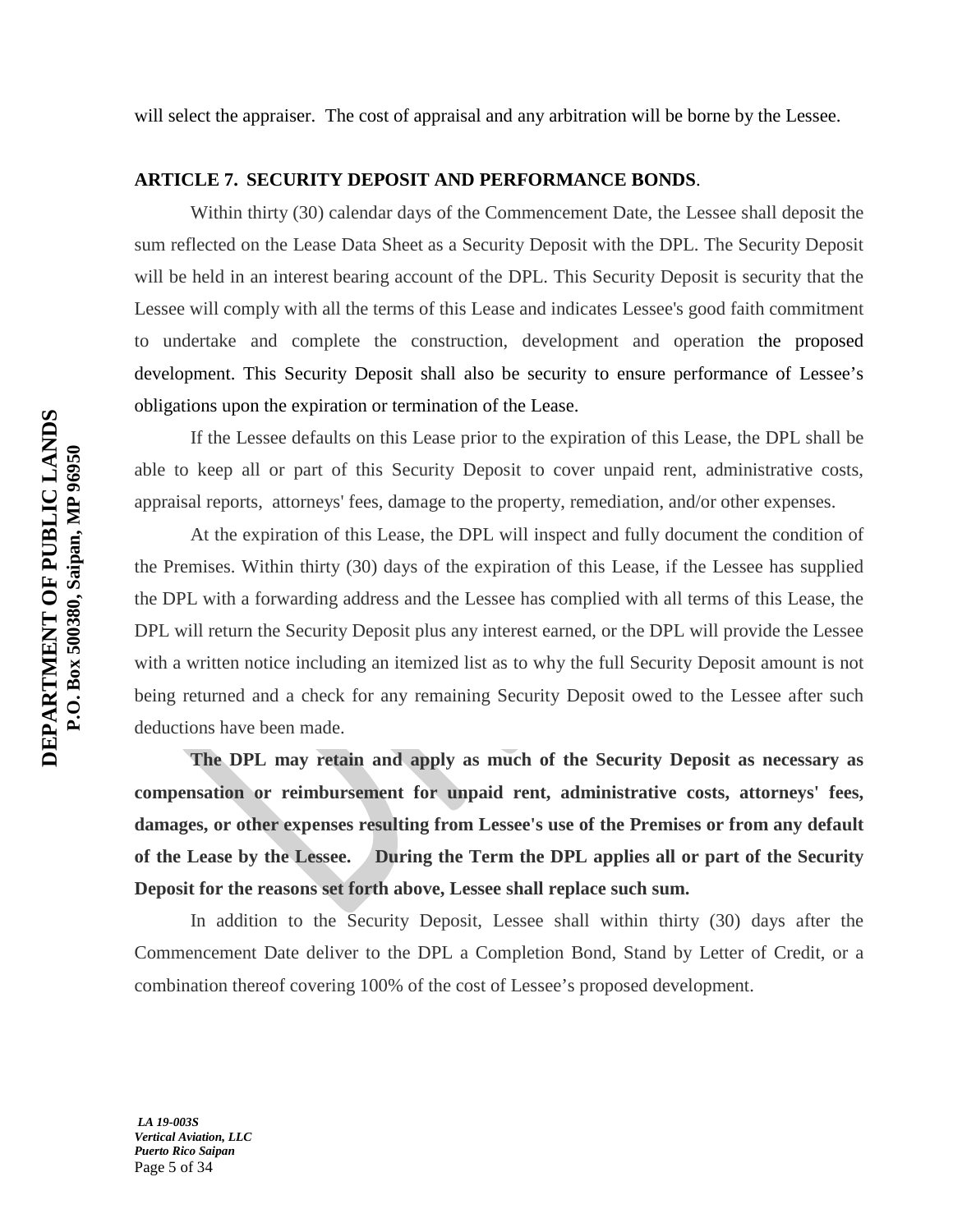will select the appraiser. The cost of appraisal and any arbitration will be borne by the Lessee.

## ARTICLE 7. SECURITY DEPOSIT AND PERFORMANCE BONDS.

Within thirty (30) calendar days of the Commencement Date, the Lessee shall deposit the sum reflected on the Lease Data Sheet as a Security Deposit with the DPL. The Security Deposit will be held in an interest bearing account of the DPL. This Security Deposit is security that the Lessee will comply with all the terms of this Lease and indicates Lessee's good faith commitment to undertake and complete the construction, development and operation the proposed development. This Security Deposit shall also be security to ensure performance of Lessee's obligations upon the expiration or termination of the Lease.

If the Lessee defaults on this Lease prior to the expiration of this Lease, the DPL shall be able to keep all or part of this Security Deposit to cover unpaid rent, administrative costs, appraisal reports, attorneys' fees, damage to the property, remediation, and/or other expenses.

At the expiration of this Lease, the DPL will inspect and fully document the condition of the Premises. Within thirty (30) days of the expiration of this Lease, if the Lessee has supplied the DPL with a forwarding address and the Lessee has complied with all terms of this Lease, the DPL will return the Security Deposit plus any interest earned, or the DPL will provide the Lessee with a written notice including an itemized list as to why the full Security Deposit amount is not being returned and a check for any remaining Security Deposit owed to the Lessee after such deductions have been made.

**The DPL may retain and apply as much of the Security Deposit as necessary as compensation or reimbursement for unpaid rent, administrative costs, attorneys' fees, damages, or other expenses resulting from Lessee's use of the Premises or from any default of the Lease by the Lessee. During the Term the DPL applies all or part of the Security Deposit for the reasons set forth above, Lessee shall replace such sum.**

In addition to the Security Deposit, Lessee shall within thirty (30) days after the Commencement Date deliver to the DPL a Completion Bond, Stand by Letter of Credit, or a combination thereof covering 100% of the cost of Lessee's proposed development.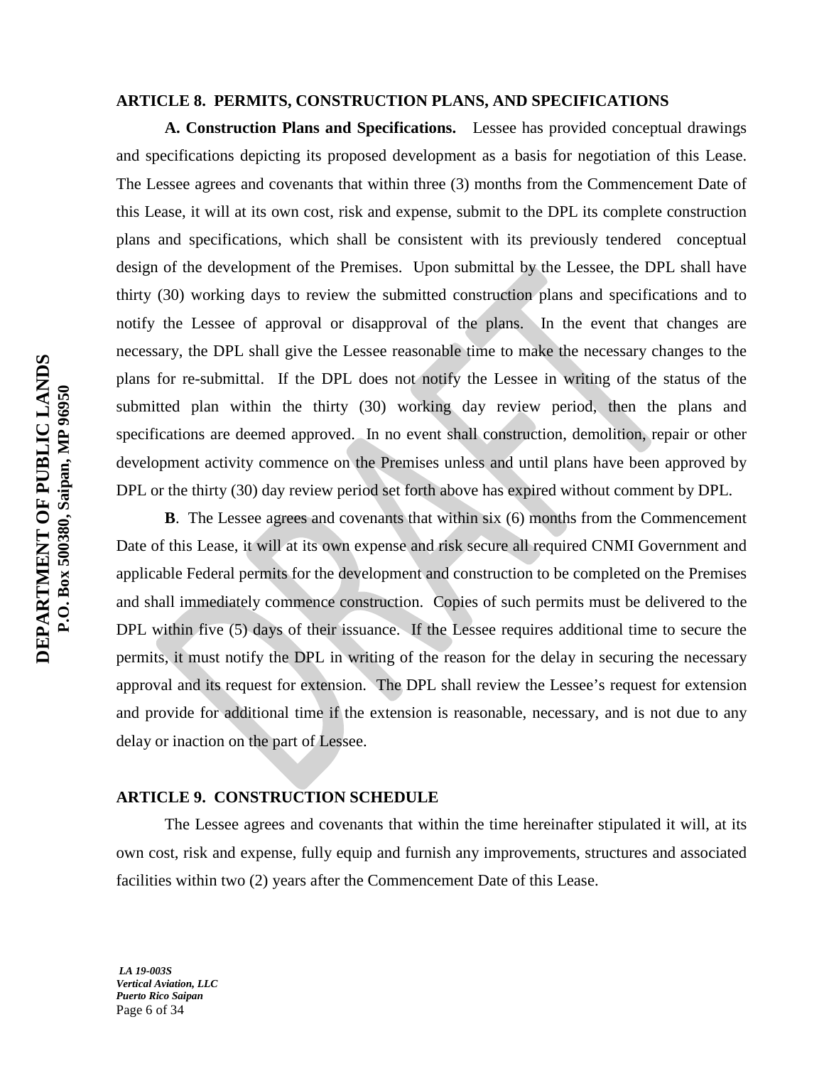## ARTICLE 8. PERMITS, CONSTRUCTION PLANS, AND SPECIFICATIONS

**A. Construction Plans and Specifications.** Lessee has provided conceptual drawings and specifications depicting its proposed development as a basis for negotiation of this Lease. The Lessee agrees and covenants that within three (3) months from the Commencement Date of this Lease, it will at its own cost, risk and expense, submit to the DPL its complete construction plans and specifications, which shall be consistent with its previously tendered conceptual design of the development of the Premises. Upon submittal by the Lessee, the DPL shall have thirty (30) working days to review the submitted construction plans and specifications and to notify the Lessee of approval or disapproval of the plans. In the event that changes are necessary, the DPL shall give the Lessee reasonable time to make the necessary changes to the plans for re-submittal. If the DPL does not notify the Lessee in writing of the status of the submitted plan within the thirty (30) working day review period, then the plans and specifications are deemed approved. In no event shall construction, demolition, repair or other development activity commence on the Premises unless and until plans have been approved by DPL or the thirty (30) day review period set forth above has expired without comment by DPL.

**B**. The Lessee agrees and covenants that within six (6) months from the Commencement Date of this Lease, it will at its own expense and risk secure all required CNMI Government and applicable Federal permits for the development and construction to be completed on the Premises and shall immediately commence construction. Copies of such permits must be delivered to the DPL within five (5) days of their issuance. If the Lessee requires additional time to secure the permits, it must notify the DPL in writing of the reason for the delay in securing the necessary approval and its request for extension. The DPL shall review the Lessee's request for extension and provide for additional time if the extension is reasonable, necessary, and is not due to any delay or inaction on the part of Lessee.

## ARTICLE 9. CONSTRUCTION SCHEDULE

The Lessee agrees and covenants that within the time hereinafter stipulated it will, at its own cost, risk and expense, fully equip and furnish any improvements, structures and associated facilities within two (2) years after the Commencement Date of this Lease.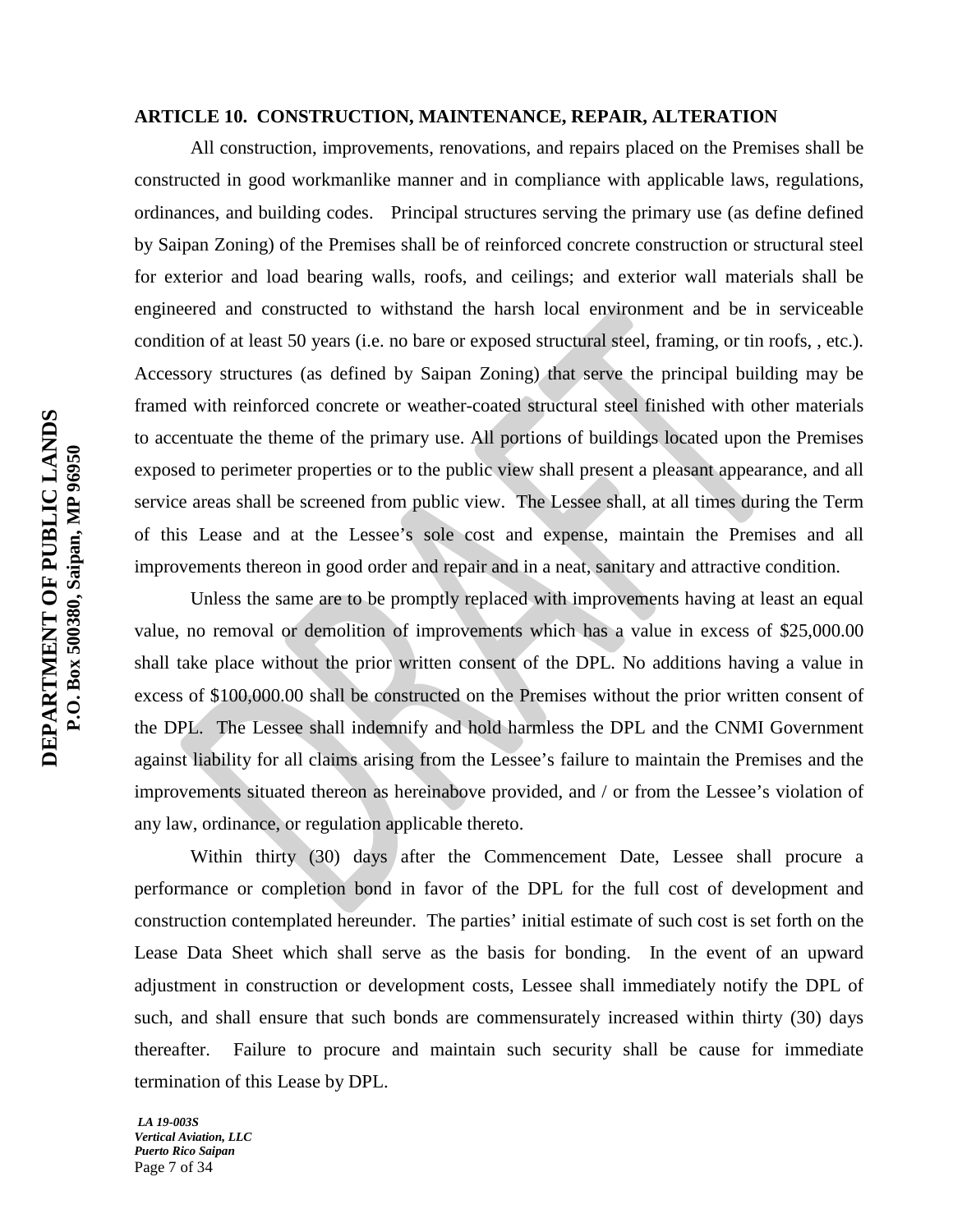**ARTICLE 10. CONSTRUCTION, MAINTENANCE, REPAIR, ALTERATION**

All construction, improvements, renovations, and repairs placed on the Premises shall be constructed in good workmanlike manner and in compliance with applicable laws, regulations, ordinances, and building codes. Principal structures serving the primary use (as define defined by Saipan Zoning) of the Premises shall be of reinforced concrete construction or structural steel for exterior and load bearing walls, roofs, and ceilings; and exterior wall materials shall be engineered and constructed to withstand the harsh local environment and be in serviceable condition of at least 50 years (i.e. no bare or exposed structural steel, framing, or tin roofs, , etc.). Accessory structures (as defined by Saipan Zoning) that serve the principal building may be framed with reinforced concrete or weather-coated structural steel finished with other materials to accentuate the theme of the primary use. All portions of buildings located upon the Premises exposed to perimeter properties or to the public view shall present a pleasant appearance, and all service areas shall be screened from public view. The Lessee shall, at all times during the Term of this Lease and at the Lessee's sole cost and expense, maintain the Premises and all improvements thereon in good order and repair and in a neat, sanitary and attractive condition.

Unless the same are to be promptly replaced with improvements having at least an equal value, no removal or demolition of improvements which has a value in excess of $25,000.00 shall take place without the prior written consent of the DPL. No additions having a value in excess of $100,000.00 shall be constructed on the Premises without the prior written consent of the DPL. The Lessee shall indemnify and hold harmless the DPL and the CNMI Government against liability for all claims arising from the Lessee's failure to maintain the Premises and the improvements situated thereon as hereinabove provided, and / or from the Lessee's violation of any law, ordinance, or regulation applicable thereto.

Within thirty (30) days after the Commencement Date, Lessee shall procure a performance or completion bond in favor of the DPL for the full cost of development and construction contemplated hereunder. The parties' initial estimate of such cost is set forth on the Lease Data Sheet which shall serve as the basis for bonding. In the event of an upward adjustment in construction or development costs, Lessee shall immediately notify the DPL of such, and shall ensure that such bonds are commensurately increased within thirty (30) days thereafter. Failure to procure and maintain such security shall be cause for immediate termination of this Lease by DPL.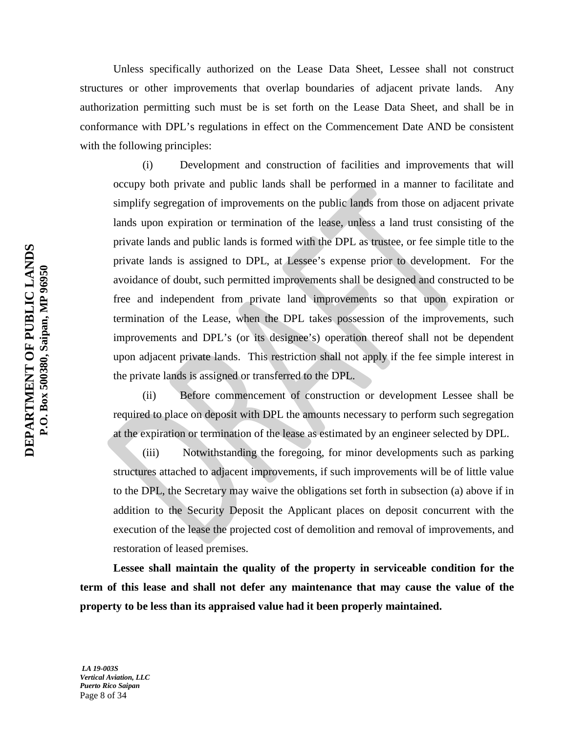Unless specifically authorized on the Lease Data Sheet, Lessee shall not construct structures or other improvements that overlap boundaries of adjacent private lands. Any authorization permitting such must be is set forth on the Lease Data Sheet, and shall be in conformance with DPL's regulations in effect on the Commencement Date AND be consistent with the following principles:

(i) Development and construction of facilities and improvements that will occupy both private and public lands shall be performed in a manner to facilitate and simplify segregation of improvements on the public lands from those on adjacent private lands upon expiration or termination of the lease, unless a land trust consisting of the private lands and public lands is formed with the DPL as trustee, or fee simple title to the private lands is assigned to DPL, at Lessee's expense prior to development. For the avoidance of doubt, such permitted improvements shall be designed and constructed to be free and independent from private land improvements so that upon expiration or termination of the Lease, when the DPL takes possession of the improvements, such improvements and DPL's (or its designee's) operation thereof shall not be dependent upon adjacent private lands. This restriction shall not apply if the fee simple interest in the private lands is assigned or transferred to the DPL.

(ii) Before commencement of construction or development Lessee shall be required to place on deposit with DPL the amounts necessary to perform such segregation at the expiration or termination of the lease as estimated by an engineer selected by DPL.

(iii) Notwithstanding the foregoing, for minor developments such as parking structures attached to adjacent improvements, if such improvements will be of little value to the DPL, the Secretary may waive the obligations set forth in subsection (a) above if in addition to the Security Deposit the Applicant places on deposit concurrent with the execution of the lease the projected cost of demolition and removal of improvements, and restoration of leased premises.

**Lessee shall maintain the quality of the property in serviceable condition for the term of this lease and shall not defer any maintenance that may cause the value of the property to be less than its appraised value had it been properly maintained.**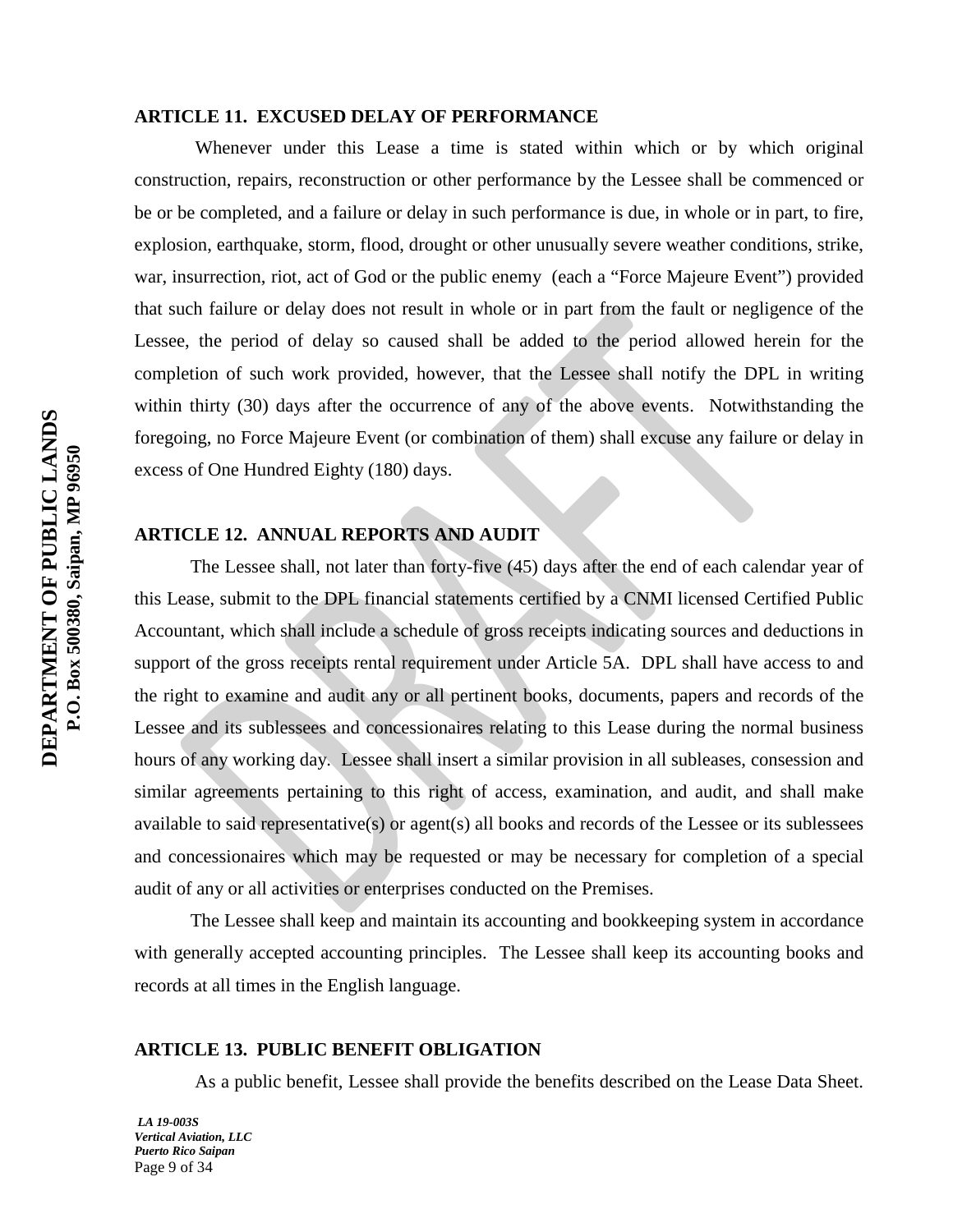### ARTICLE 11. EXCUSED DELAY OF PERFORMANCE

Whenever under this Lease a time is stated within which or by which original construction, repairs, reconstruction or other performance by the Lessee shall be commenced or be or be completed, and a failure or delay in such performance is due, in whole or in part, to fire, explosion, earthquake, storm, flood, drought or other unusually severe weather conditions, strike, war, insurrection, riot, act of God or the public enemy (each a "Force Majeure Event") provided that such failure or delay does not result in whole or in part from the fault or negligence of the Lessee, the period of delay so caused shall be added to the period allowed herein for the completion of such work provided, however, that the Lessee shall notify the DPL in writing within thirty (30) days after the occurrence of any of the above events. Notwithstanding the foregoing, no Force Majeure Event (or combination of them) shall excuse any failure or delay in excess of One Hundred Eighty (180) days.

### ARTICLE 12. ANNUAL REPORTS AND AUDIT

The Lessee shall, not later than forty-five (45) days after the end of each calendar year of this Lease, submit to the DPL financial statements certified by a CNMI licensed Certified Public Accountant, which shall include a schedule of gross receipts indicating sources and deductions in support of the gross receipts rental requirement under Article 5A. DPL shall have access to and the right to examine and audit any or all pertinent books, documents, papers and records of the Lessee and its sublessees and concessionaires relating to this Lease during the normal business hours of any working day. Lessee shall insert a similar provision in all subleases, consession and similar agreements pertaining to this right of access, examination, and audit, and shall make available to said representative(s) or agent(s) all books and records of the Lessee or its sublessees and concessionaires which may be requested or may be necessary for completion of a special audit of any or all activities or enterprises conducted on the Premises.

The Lessee shall keep and maintain its accounting and bookkeeping system in accordance with generally accepted accounting principles. The Lessee shall keep its accounting books and records at all times in the English language.

### ARTICLE 13. PUBLIC BENEFIT OBLIGATION

As a public benefit, Lessee shall provide the benefits described on the Lease Data Sheet.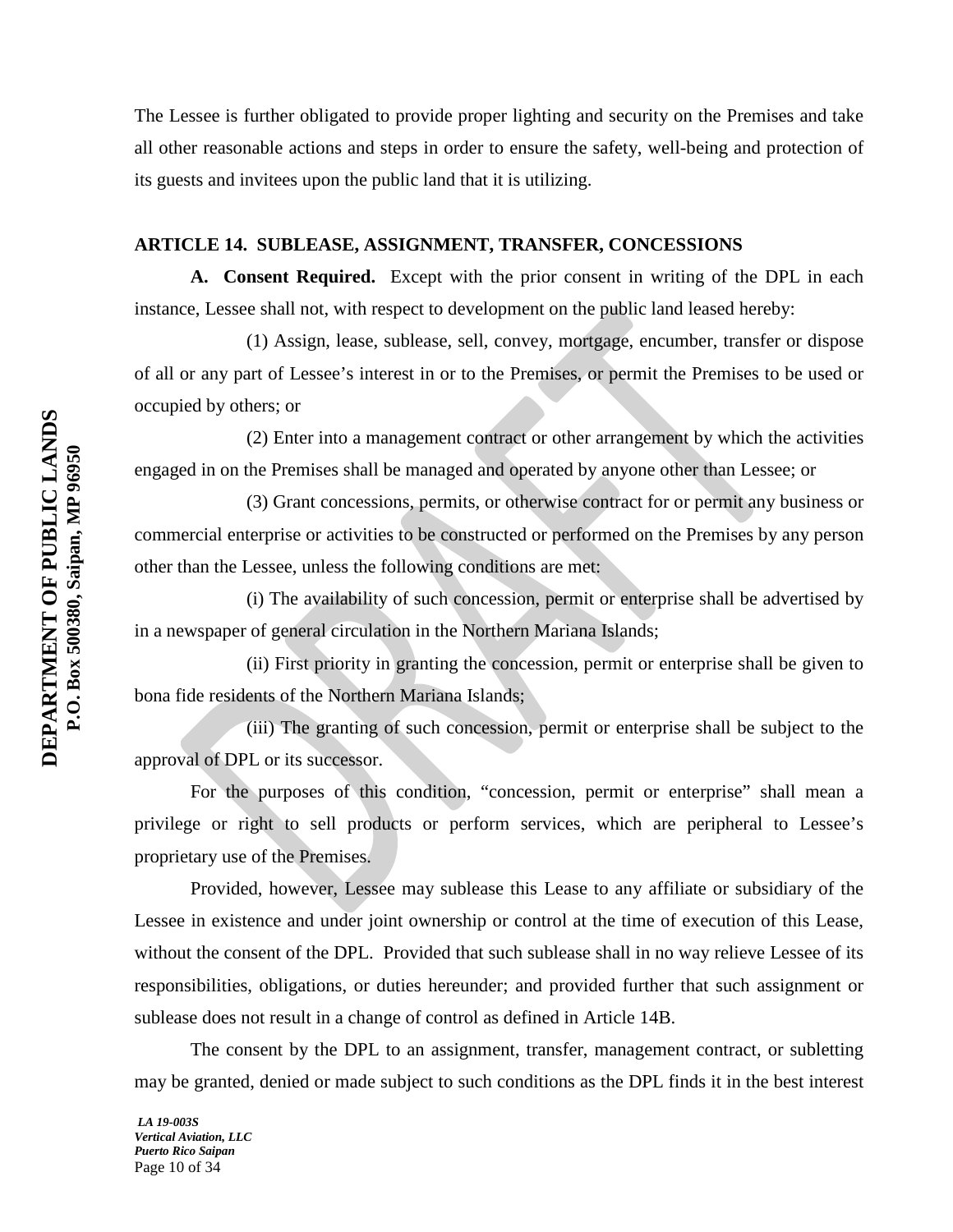The Lessee is further obligated to provide proper lighting and security on the Premises and take all other reasonable actions and steps in order to ensure the safety, well-being and protection of its guests and invitees upon the public land that it is utilizing.

### ARTICLE 14. SUBLEASE, ASSIGNMENT, TRANSFER, CONCESSIONS

**A. Consent Required.** Except with the prior consent in writing of the DPL in each instance, Lessee shall not, with respect to development on the public land leased hereby:

(1) Assign, lease, sublease, sell, convey, mortgage, encumber, transfer or dispose of all or any part of Lessee's interest in or to the Premises, or permit the Premises to be used or occupied by others; or

(2) Enter into a management contract or other arrangement by which the activities engaged in on the Premises shall be managed and operated by anyone other than Lessee; or

(3) Grant concessions, permits, or otherwise contract for or permit any business or commercial enterprise or activities to be constructed or performed on the Premises by any person other than the Lessee, unless the following conditions are met:

(i) The availability of such concession, permit or enterprise shall be advertised by in a newspaper of general circulation in the Northern Mariana Islands;

(ii) First priority in granting the concession, permit or enterprise shall be given to bona fide residents of the Northern Mariana Islands;

(iii) The granting of such concession, permit or enterprise shall be subject to the approval of DPL or its successor.

For the purposes of this condition, "concession, permit or enterprise" shall mean a privilege or right to sell products or perform services, which are peripheral to Lessee's proprietary use of the Premises.

Provided, however, Lessee may sublease this Lease to any affiliate or subsidiary of the Lessee in existence and under joint ownership or control at the time of execution of this Lease, without the consent of the DPL. Provided that such sublease shall in no way relieve Lessee of its responsibilities, obligations, or duties hereunder; and provided further that such assignment or sublease does not result in a change of control as defined in Article 14B.

The consent by the DPL to an assignment, transfer, management contract, or subletting may be granted, denied or made subject to such conditions as the DPL finds it in the best interest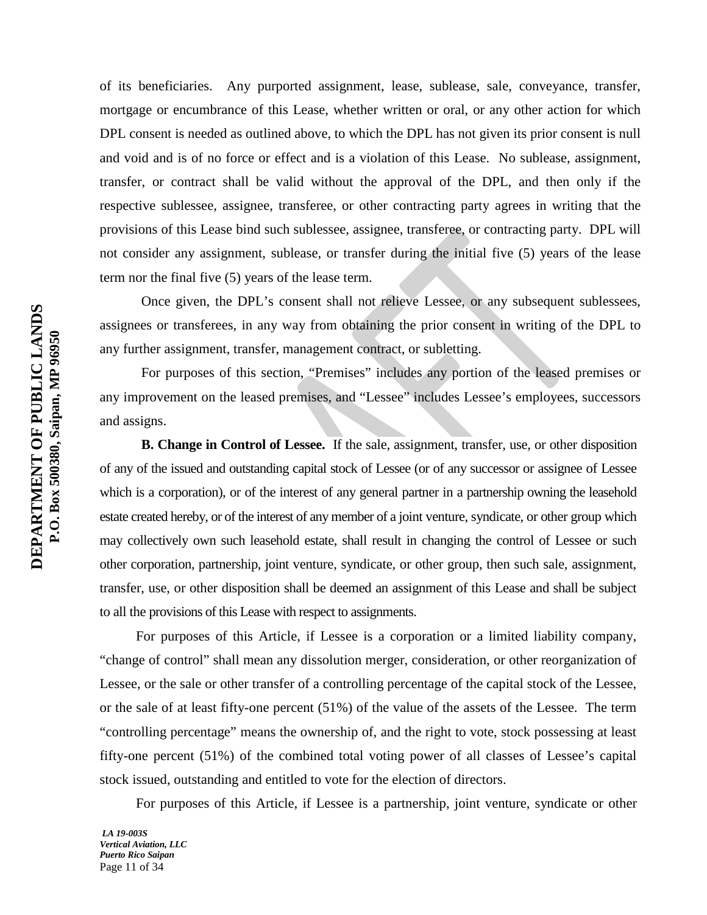of its beneficiaries. Any purported assignment, lease, sublease, sale, conveyance, transfer, mortgage or encumbrance of this Lease, whether written or oral, or any other action for which DPL consent is needed as outlined above, to which the DPL has not given its prior consent is null and void and is of no force or effect and is a violation of this Lease. No sublease, assignment, transfer, or contract shall be valid without the approval of the DPL, and then only if the respective sublessee, assignee, transferee, or other contracting party agrees in writing that the provisions of this Lease bind such sublessee, assignee, transferee, or contracting party. DPL will not consider any assignment, sublease, or transfer during the initial five (5) years of the lease term nor the final five (5) years of the lease term.

Once given, the DPL's consent shall not relieve Lessee, or any subsequent sublessees, assignees or transferees, in any way from obtaining the prior consent in writing of the DPL to any further assignment, transfer, management contract, or subletting.

For purposes of this section, "Premises" includes any portion of the leased premises or any improvement on the leased premises, and "Lessee" includes Lessee's employees, successors and assigns.

**B. Change in Control of Lessee.** If the sale, assignment, transfer, use, or other disposition of any of the issued and outstanding capital stock of Lessee (or of any successor or assignee of Lessee which is a corporation), or of the interest of any general partner in a partnership owning the leasehold estate created hereby, or of the interest of any member of a joint venture, syndicate, or other group which may collectively own such leasehold estate, shall result in changing the control of Lessee or such other corporation, partnership, joint venture, syndicate, or other group, then such sale, assignment, transfer, use, or other disposition shall be deemed an assignment of this Lease and shall be subject to all the provisions of this Lease with respect to assignments.

For purposes of this Article, if Lessee is a corporation or a limited liability company, "change of control" shall mean any dissolution merger, consideration, or other reorganization of Lessee, or the sale or other transfer of a controlling percentage of the capital stock of the Lessee, or the sale of at least fifty-one percent (51%) of the value of the assets of the Lessee. The term "controlling percentage" means the ownership of, and the right to vote, stock possessing at least fifty-one percent (51%) of the combined total voting power of all classes of Lessee's capital stock issued, outstanding and entitled to vote for the election of directors.

For purposes of this Article, if Lessee is a partnership, joint venture, syndicate or other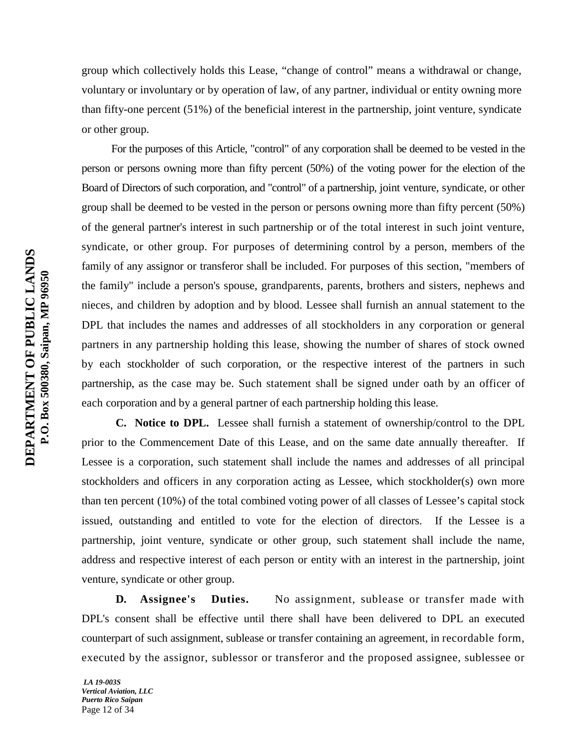group which collectively holds this Lease, "change of control" means a withdrawal or change, voluntary or involuntary or by operation of law, of any partner, individual or entity owning more than fifty-one percent (51%) of the beneficial interest in the partnership, joint venture, syndicate or other group.

For the purposes of this Article, "control" of any corporation shall be deemed to be vested in the person or persons owning more than fifty percent (50%) of the voting power for the election of the Board of Directors of such corporation, and "control" of a partnership, joint venture, syndicate, or other group shall be deemed to be vested in the person or persons owning more than fifty percent (50%) of the general partner's interest in such partnership or of the total interest in such joint venture, syndicate, or other group. For purposes of determining control by a person, members of the family of any assignor or transferor shall be included. For purposes of this section, "members of the family" include a person's spouse, grandparents, parents, brothers and sisters, nephews and nieces, and children by adoption and by blood. Lessee shall furnish an annual statement to the DPL that includes the names and addresses of all stockholders in any corporation or general partners in any partnership holding this lease, showing the number of shares of stock owned by each stockholder of such corporation, or the respective interest of the partners in such partnership, as the case may be. Such statement shall be signed under oath by an officer of each corporation and by a general partner of each partnership holding this lease.

**C. Notice to DPL.** Lessee shall furnish a statement of ownership/control to the DPL prior to the Commencement Date of this Lease, and on the same date annually thereafter. If Lessee is a corporation, such statement shall include the names and addresses of all principal stockholders and officers in any corporation acting as Lessee, which stockholder(s) own more than ten percent (10%) of the total combined voting power of all classes of Lessee's capital stock issued, outstanding and entitled to vote for the election of directors. If the Lessee is a partnership, joint venture, syndicate or other group, such statement shall include the name, address and respective interest of each person or entity with an interest in the partnership, joint venture, syndicate or other group.

**D. Assignee's Duties.** No assignment, sublease or transfer made with DPL's consent shall be effective until there shall have been delivered to DPL an executed counterpart of such assignment, sublease or transfer containing an agreement, in recordable form, executed by the assignor, sublessor or transferor and the proposed assignee, sublessee or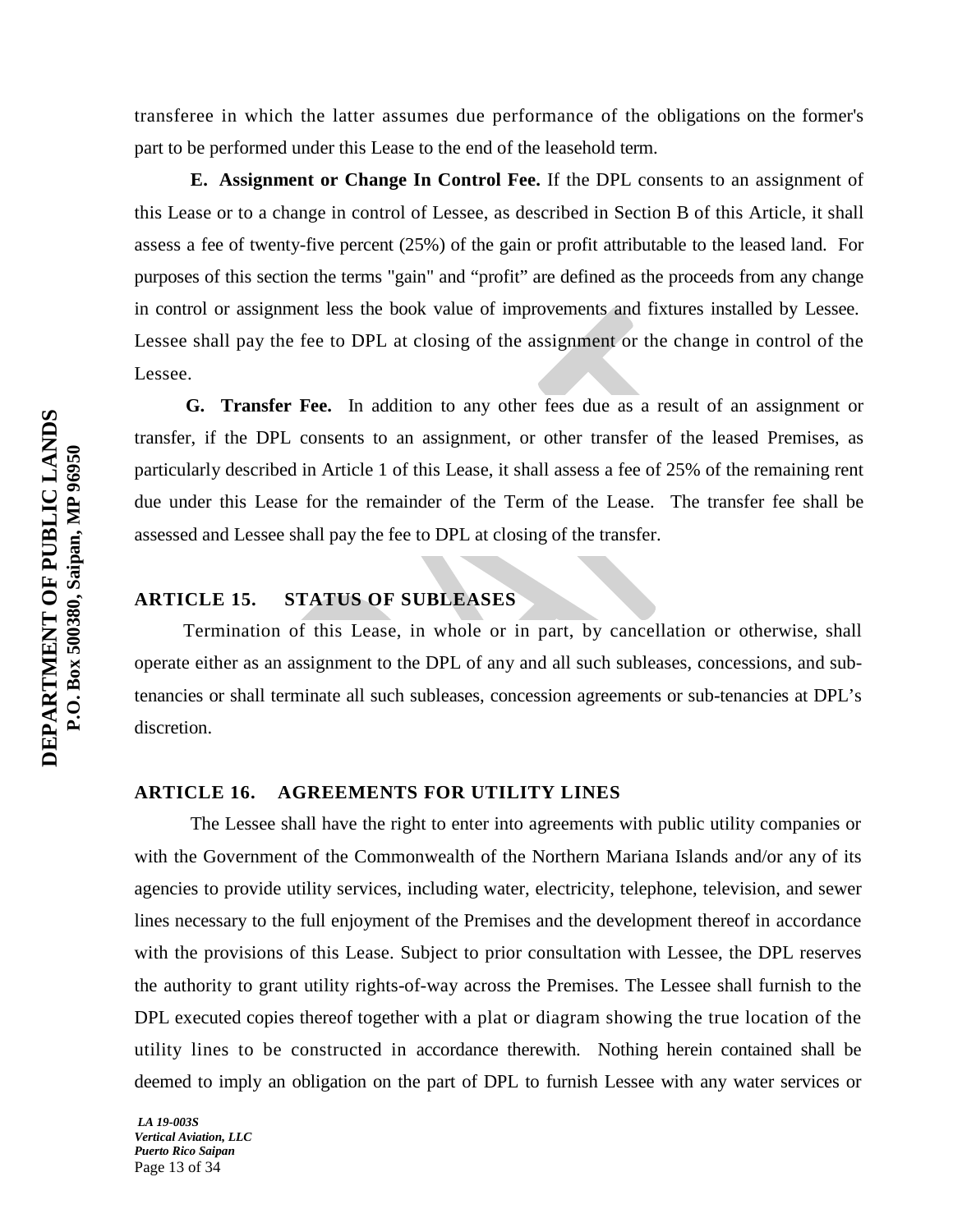transferee in which the latter assumes due performance of the obligations on the former's part to be performed under this Lease to the end of the leasehold term.

**E. Assignment or Change In Control Fee.** If the DPL consents to an assignment of this Lease or to a change in control of Lessee, as described in Section B of this Article, it shall assess a fee of twenty-five percent (25%) of the gain or profit attributable to the leased land. For purposes of this section the terms "gain" and "profit" are defined as the proceeds from any change in control or assignment less the book value of improvements and fixtures installed by Lessee. Lessee shall pay the fee to DPL at closing of the assignment or the change in control of the Lessee.

**G. Transfer Fee.** In addition to any other fees due as a result of an assignment or transfer, if the DPL consents to an assignment, or other transfer of the leased Premises, as particularly described in Article 1 of this Lease, it shall assess a fee of 25% of the remaining rent due under this Lease for the remainder of the Term of the Lease. The transfer fee shall be assessed and Lessee shall pay the fee to DPL at closing of the transfer.

## ARTICLE 15. STATUS OF SUBLEASES

Termination of this Lease, in whole or in part, by cancellation or otherwise, shall operate either as an assignment to the DPL of any and all such subleases, concessions, and sub-tenancies or shall terminate all such subleases, concession agreements or sub-tenancies at DPL's discretion.

## ARTICLE 16. AGREEMENTS FOR UTILITY LINES

The Lessee shall have the right to enter into agreements with public utility companies or with the Government of the Commonwealth of the Northern Mariana Islands and/or any of its agencies to provide utility services, including water, electricity, telephone, television, and sewer lines necessary to the full enjoyment of the Premises and the development thereof in accordance with the provisions of this Lease. Subject to prior consultation with Lessee, the DPL reserves the authority to grant utility rights-of-way across the Premises. The Lessee shall furnish to the DPL executed copies thereof together with a plat or diagram showing the true location of the utility lines to be constructed in accordance therewith. Nothing herein contained shall be deemed to imply an obligation on the part of DPL to furnish Lessee with any water services or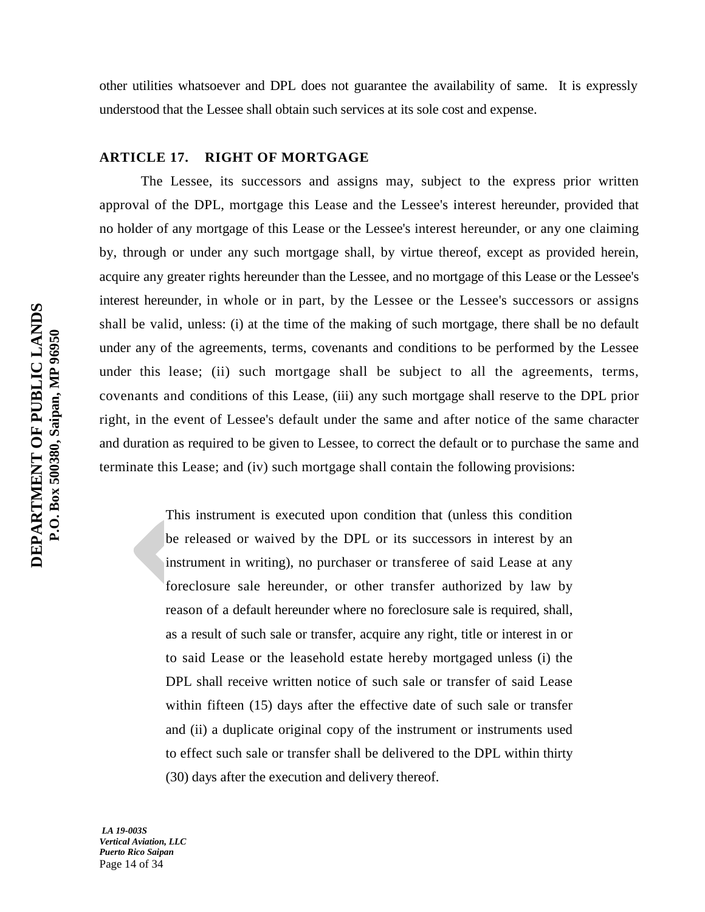other utilities whatsoever and DPL does not guarantee the availability of same. It is expressly understood that the Lessee shall obtain such services at its sole cost and expense.

## ARTICLE 17. RIGHT OF MORTGAGE

The Lessee, its successors and assigns may, subject to the express prior written approval of the DPL, mortgage this Lease and the Lessee's interest hereunder, provided that no holder of any mortgage of this Lease or the Lessee's interest hereunder, or any one claiming by, through or under any such mortgage shall, by virtue thereof, except as provided herein, acquire any greater rights hereunder than the Lessee, and no mortgage of this Lease or the Lessee's interest hereunder, in whole or in part, by the Lessee or the Lessee's successors or assigns shall be valid, unless: (i) at the time of the making of such mortgage, there shall be no default under any of the agreements, terms, covenants and conditions to be performed by the Lessee under this lease; (ii) such mortgage shall be subject to all the agreements, terms, covenants and conditions of this Lease, (iii) any such mortgage shall reserve to the DPL prior right, in the event of Lessee's default under the same and after notice of the same character and duration as required to be given to Lessee, to correct the default or to purchase the same and terminate this Lease; and (iv) such mortgage shall contain the following provisions:

> This instrument is executed upon condition that (unless this condition be released or waived by the DPL or its successors in interest by an instrument in writing), no purchaser or transferee of said Lease at any foreclosure sale hereunder, or other transfer authorized by law by reason of a default hereunder where no foreclosure sale is required, shall, as a result of such sale or transfer, acquire any right, title or interest in or to said Lease or the leasehold estate hereby mortgaged unless (i) the DPL shall receive written notice of such sale or transfer of said Lease within fifteen (15) days after the effective date of such sale or transfer and (ii) a duplicate original copy of the instrument or instruments used to effect such sale or transfer shall be delivered to the DPL within thirty (30) days after the execution and delivery thereof.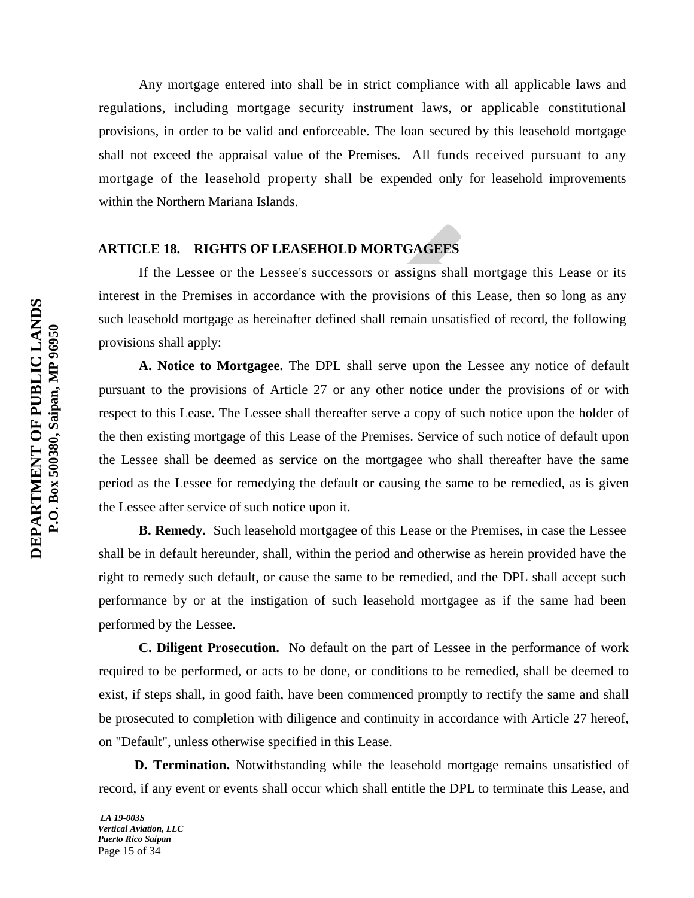Any mortgage entered into shall be in strict compliance with all applicable laws and regulations, including mortgage security instrument laws, or applicable constitutional provisions, in order to be valid and enforceable. The loan secured by this leasehold mortgage shall not exceed the appraisal value of the Premises. All funds received pursuant to any mortgage of the leasehold property shall be expended only for leasehold improvements within the Northern Mariana Islands.

## ARTICLE 18. RIGHTS OF LEASEHOLD MORTGAGEES

If the Lessee or the Lessee's successors or assigns shall mortgage this Lease or its interest in the Premises in accordance with the provisions of this Lease, then so long as any such leasehold mortgage as hereinafter defined shall remain unsatisfied of record, the following provisions shall apply:

**A. Notice to Mortgagee.** The DPL shall serve upon the Lessee any notice of default pursuant to the provisions of Article 27 or any other notice under the provisions of or with respect to this Lease. The Lessee shall thereafter serve a copy of such notice upon the holder of the then existing mortgage of this Lease of the Premises. Service of such notice of default upon the Lessee shall be deemed as service on the mortgagee who shall thereafter have the same period as the Lessee for remedying the default or causing the same to be remedied, as is given the Lessee after service of such notice upon it.

**B. Remedy.** Such leasehold mortgagee of this Lease or the Premises, in case the Lessee shall be in default hereunder, shall, within the period and otherwise as herein provided have the right to remedy such default, or cause the same to be remedied, and the DPL shall accept such performance by or at the instigation of such leasehold mortgagee as if the same had been performed by the Lessee.

**C. Diligent Prosecution.** No default on the part of Lessee in the performance of work required to be performed, or acts to be done, or conditions to be remedied, shall be deemed to exist, if steps shall, in good faith, have been commenced promptly to rectify the same and shall be prosecuted to completion with diligence and continuity in accordance with Article 27 hereof, on "Default", unless otherwise specified in this Lease.

**D. Termination.** Notwithstanding while the leasehold mortgage remains unsatisfied of record, if any event or events shall occur which shall entitle the DPL to terminate this Lease, and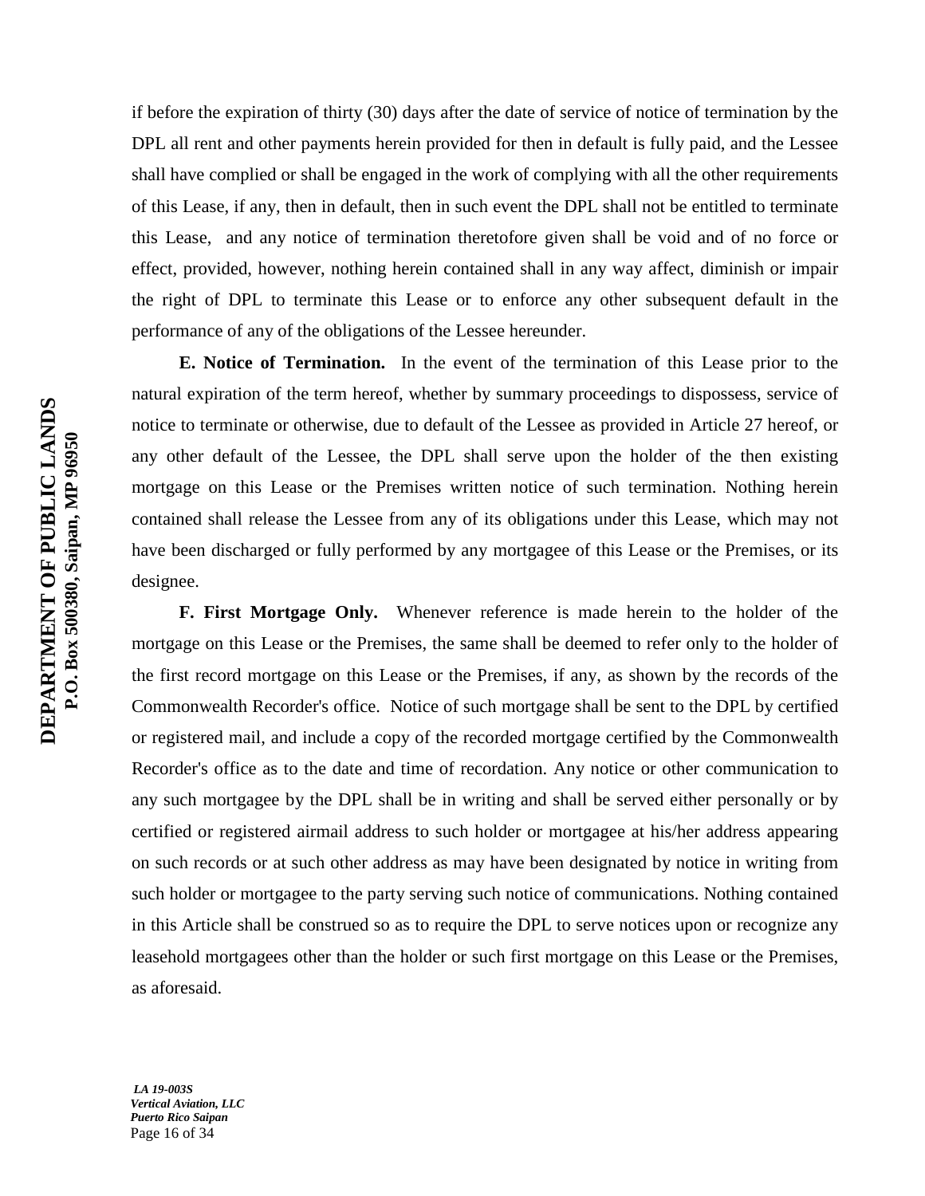if before the expiration of thirty (30) days after the date of service of notice of termination by the DPL all rent and other payments herein provided for then in default is fully paid, and the Lessee shall have complied or shall be engaged in the work of complying with all the other requirements of this Lease, if any, then in default, then in such event the DPL shall not be entitled to terminate this Lease, and any notice of termination theretofore given shall be void and of no force or effect, provided, however, nothing herein contained shall in any way affect, diminish or impair the right of DPL to terminate this Lease or to enforce any other subsequent default in the performance of any of the obligations of the Lessee hereunder.

**E. Notice of Termination.** In the event of the termination of this Lease prior to the natural expiration of the term hereof, whether by summary proceedings to dispossess, service of notice to terminate or otherwise, due to default of the Lessee as provided in Article 27 hereof, or any other default of the Lessee, the DPL shall serve upon the holder of the then existing mortgage on this Lease or the Premises written notice of such termination. Nothing herein contained shall release the Lessee from any of its obligations under this Lease, which may not have been discharged or fully performed by any mortgagee of this Lease or the Premises, or its designee.

**F. First Mortgage Only.** Whenever reference is made herein to the holder of the mortgage on this Lease or the Premises, the same shall be deemed to refer only to the holder of the first record mortgage on this Lease or the Premises, if any, as shown by the records of the Commonwealth Recorder's office. Notice of such mortgage shall be sent to the DPL by certified or registered mail, and include a copy of the recorded mortgage certified by the Commonwealth Recorder's office as to the date and time of recordation. Any notice or other communication to any such mortgagee by the DPL shall be in writing and shall be served either personally or by certified or registered airmail address to such holder or mortgagee at his/her address appearing on such records or at such other address as may have been designated by notice in writing from such holder or mortgagee to the party serving such notice of communications. Nothing contained in this Article shall be construed so as to require the DPL to serve notices upon or recognize any leasehold mortgagees other than the holder or such first mortgage on this Lease or the Premises, as aforesaid.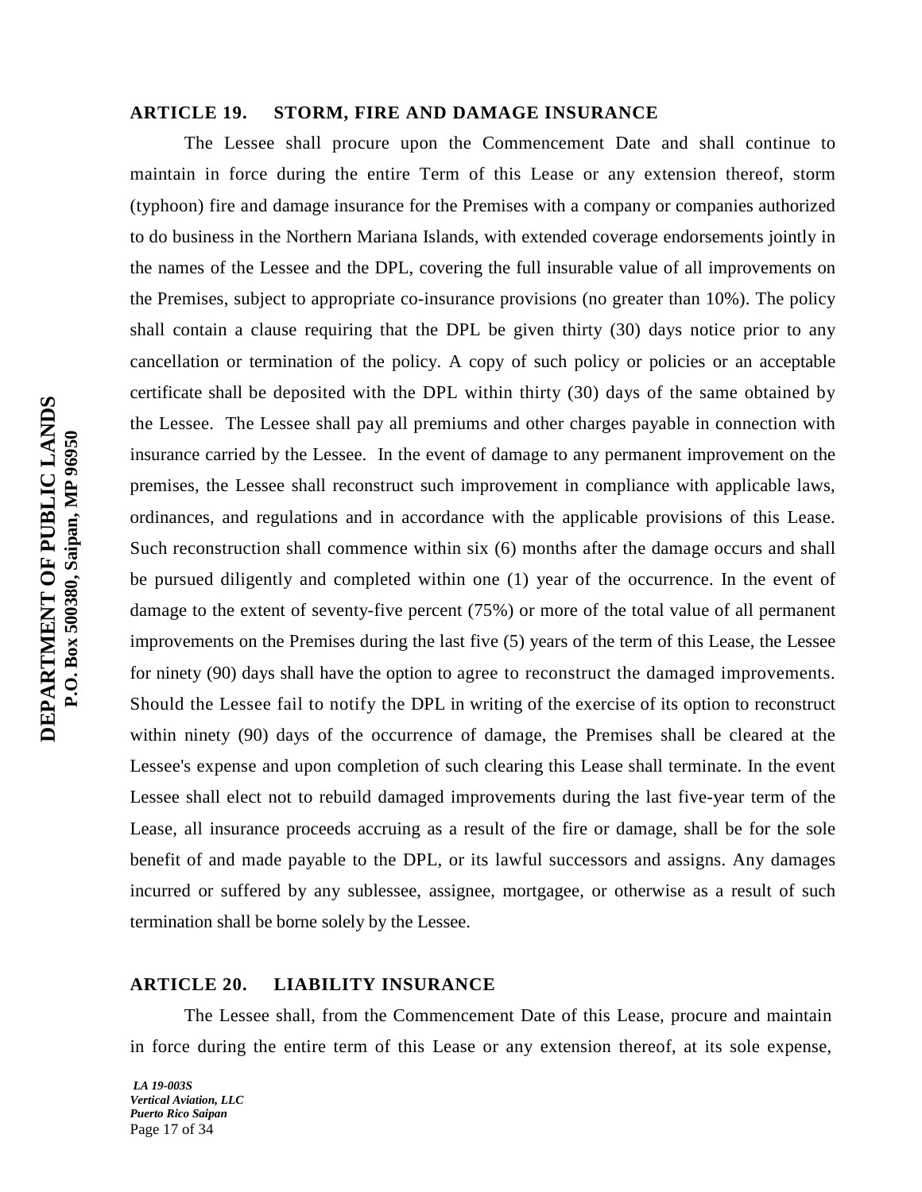## ARTICLE 19. STORM, FIRE AND DAMAGE INSURANCE

The Lessee shall procure upon the Commencement Date and shall continue to maintain in force during the entire Term of this Lease or any extension thereof, storm (typhoon) fire and damage insurance for the Premises with a company or companies authorized to do business in the Northern Mariana Islands, with extended coverage endorsements jointly in the names of the Lessee and the DPL, covering the full insurable value of all improvements on the Premises, subject to appropriate co-insurance provisions (no greater than 10%). The policy shall contain a clause requiring that the DPL be given thirty (30) days notice prior to any cancellation or termination of the policy. A copy of such policy or policies or an acceptable certificate shall be deposited with the DPL within thirty (30) days of the same obtained by the Lessee. The Lessee shall pay all premiums and other charges payable in connection with insurance carried by the Lessee. In the event of damage to any permanent improvement on the premises, the Lessee shall reconstruct such improvement in compliance with applicable laws, ordinances, and regulations and in accordance with the applicable provisions of this Lease. Such reconstruction shall commence within six (6) months after the damage occurs and shall be pursued diligently and completed within one (1) year of the occurrence. In the event of damage to the extent of seventy-five percent (75%) or more of the total value of all permanent improvements on the Premises during the last five (5) years of the term of this Lease, the Lessee for ninety (90) days shall have the option to agree to reconstruct the damaged improvements. Should the Lessee fail to notify the DPL in writing of the exercise of its option to reconstruct within ninety (90) days of the occurrence of damage, the Premises shall be cleared at the Lessee's expense and upon completion of such clearing this Lease shall terminate. In the event Lessee shall elect not to rebuild damaged improvements during the last five-year term of the Lease, all insurance proceeds accruing as a result of the fire or damage, shall be for the sole benefit of and made payable to the DPL, or its lawful successors and assigns. Any damages incurred or suffered by any sublessee, assignee, mortgagee, or otherwise as a result of such termination shall be borne solely by the Lessee.

## ARTICLE 20. LIABILITY INSURANCE

The Lessee shall, from the Commencement Date of this Lease, procure and maintain in force during the entire term of this Lease or any extension thereof, at its sole expense,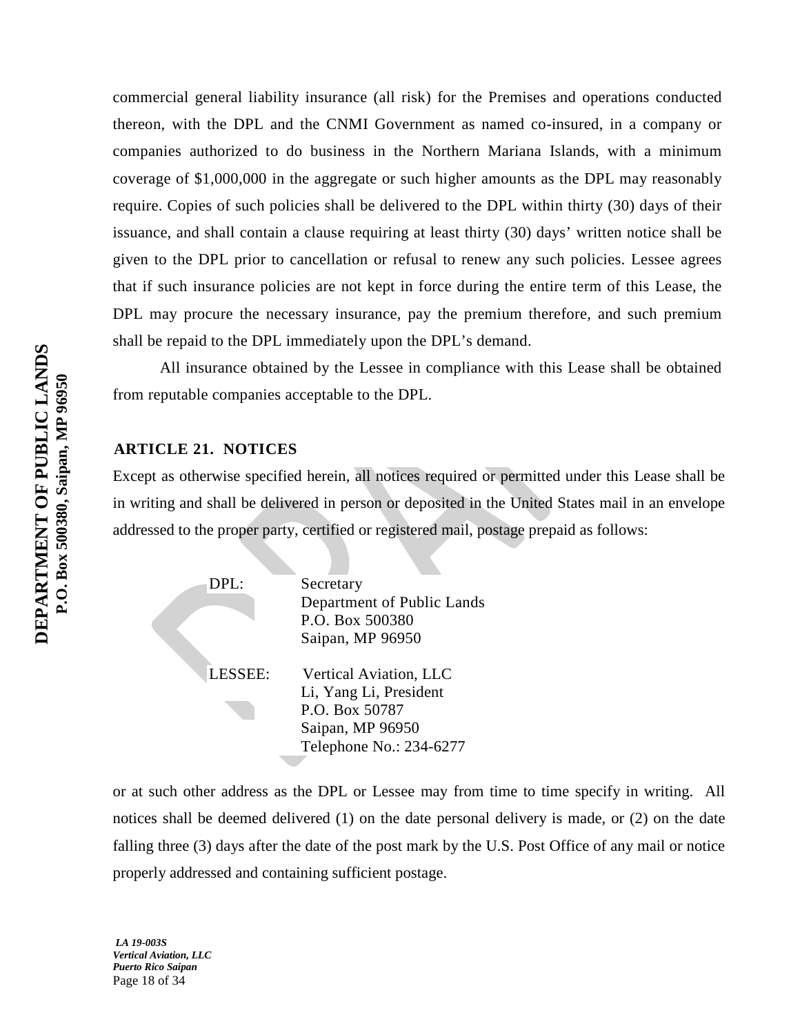commercial general liability insurance (all risk) for the Premises and operations conducted thereon, with the DPL and the CNMI Government as named co-insured, in a company or companies authorized to do business in the Northern Mariana Islands, with a minimum coverage of $1,000,000 in the aggregate or such higher amounts as the DPL may reasonably require. Copies of such policies shall be delivered to the DPL within thirty (30) days of their issuance, and shall contain a clause requiring at least thirty (30) days' written notice shall be given to the DPL prior to cancellation or refusal to renew any such policies. Lessee agrees that if such insurance policies are not kept in force during the entire term of this Lease, the DPL may procure the necessary insurance, pay the premium therefore, and such premium shall be repaid to the DPL immediately upon the DPL's demand.

All insurance obtained by the Lessee in compliance with this Lease shall be obtained from reputable companies acceptable to the DPL.

## ARTICLE 21. NOTICES

Except as otherwise specified herein, all notices required or permitted under this Lease shall be in writing and shall be delivered in person or deposited in the United States mail in an envelope addressed to the proper party, certified or registered mail, postage prepaid as follows:

DPL: Secretary
Department of Public Lands
P.O. Box 500380
Saipan, MP 96950

LESSEE: Vertical Aviation, LLC
Li, Yang Li, President
P.O. Box 50787
Saipan, MP 96950
Telephone No.: 234-6277

or at such other address as the DPL or Lessee may from time to time specify in writing. All notices shall be deemed delivered (1) on the date personal delivery is made, or (2) on the date falling three (3) days after the date of the post mark by the U.S. Post Office of any mail or notice properly addressed and containing sufficient postage.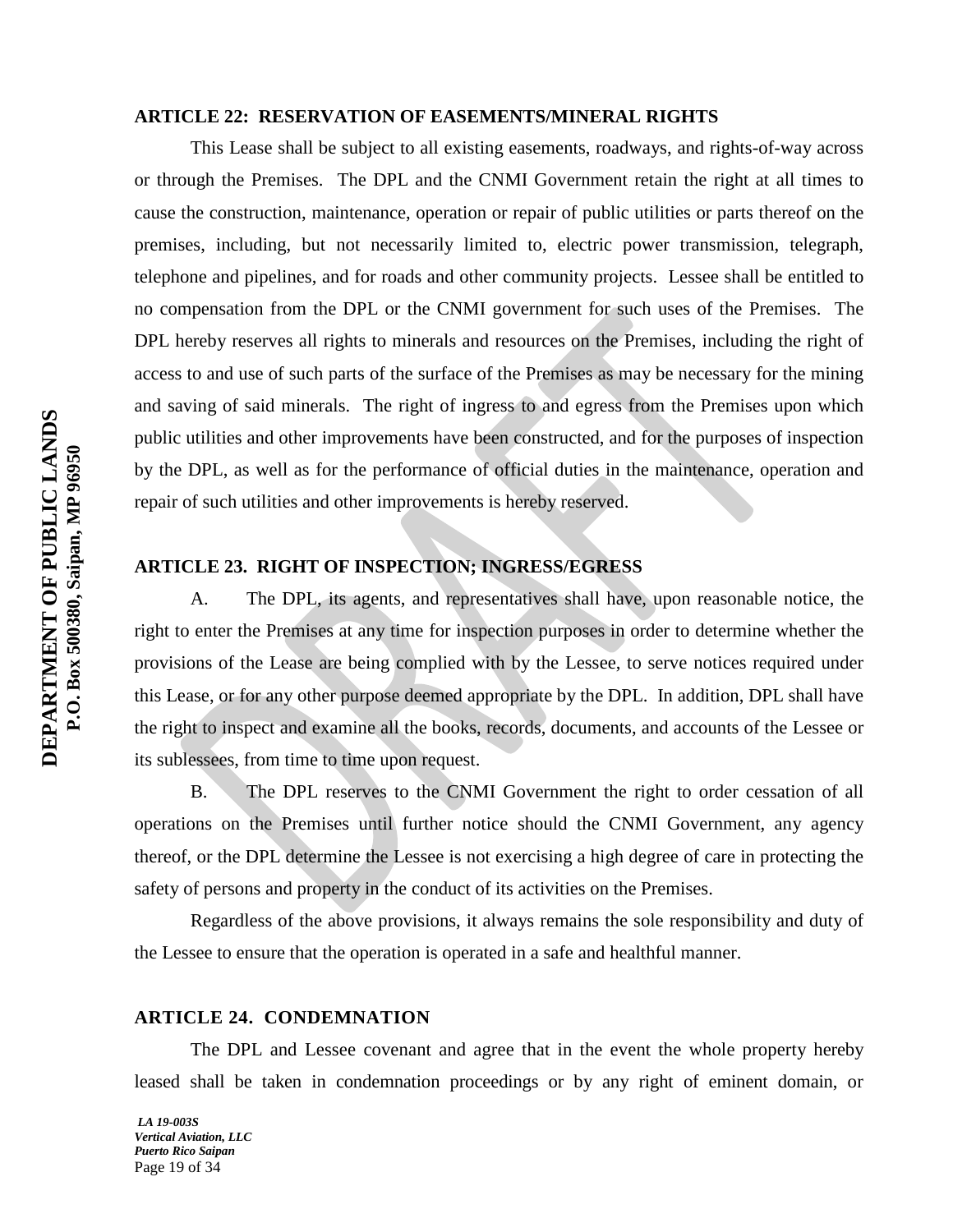### ARTICLE 22: RESERVATION OF EASEMENTS/MINERAL RIGHTS

This Lease shall be subject to all existing easements, roadways, and rights-of-way across or through the Premises. The DPL and the CNMI Government retain the right at all times to cause the construction, maintenance, operation or repair of public utilities or parts thereof on the premises, including, but not necessarily limited to, electric power transmission, telegraph, telephone and pipelines, and for roads and other community projects. Lessee shall be entitled to no compensation from the DPL or the CNMI government for such uses of the Premises. The DPL hereby reserves all rights to minerals and resources on the Premises, including the right of access to and use of such parts of the surface of the Premises as may be necessary for the mining and saving of said minerals. The right of ingress to and egress from the Premises upon which public utilities and other improvements have been constructed, and for the purposes of inspection by the DPL, as well as for the performance of official duties in the maintenance, operation and repair of such utilities and other improvements is hereby reserved.

### ARTICLE 23. RIGHT OF INSPECTION; INGRESS/EGRESS

A. The DPL, its agents, and representatives shall have, upon reasonable notice, the right to enter the Premises at any time for inspection purposes in order to determine whether the provisions of the Lease are being complied with by the Lessee, to serve notices required under this Lease, or for any other purpose deemed appropriate by the DPL. In addition, DPL shall have the right to inspect and examine all the books, records, documents, and accounts of the Lessee or its sublessees, from time to time upon request.

B. The DPL reserves to the CNMI Government the right to order cessation of all operations on the Premises until further notice should the CNMI Government, any agency thereof, or the DPL determine the Lessee is not exercising a high degree of care in protecting the safety of persons and property in the conduct of its activities on the Premises.

Regardless of the above provisions, it always remains the sole responsibility and duty of the Lessee to ensure that the operation is operated in a safe and healthful manner.

### ARTICLE 24. CONDEMNATION

The DPL and Lessee covenant and agree that in the event the whole property hereby leased shall be taken in condemnation proceedings or by any right of eminent domain, or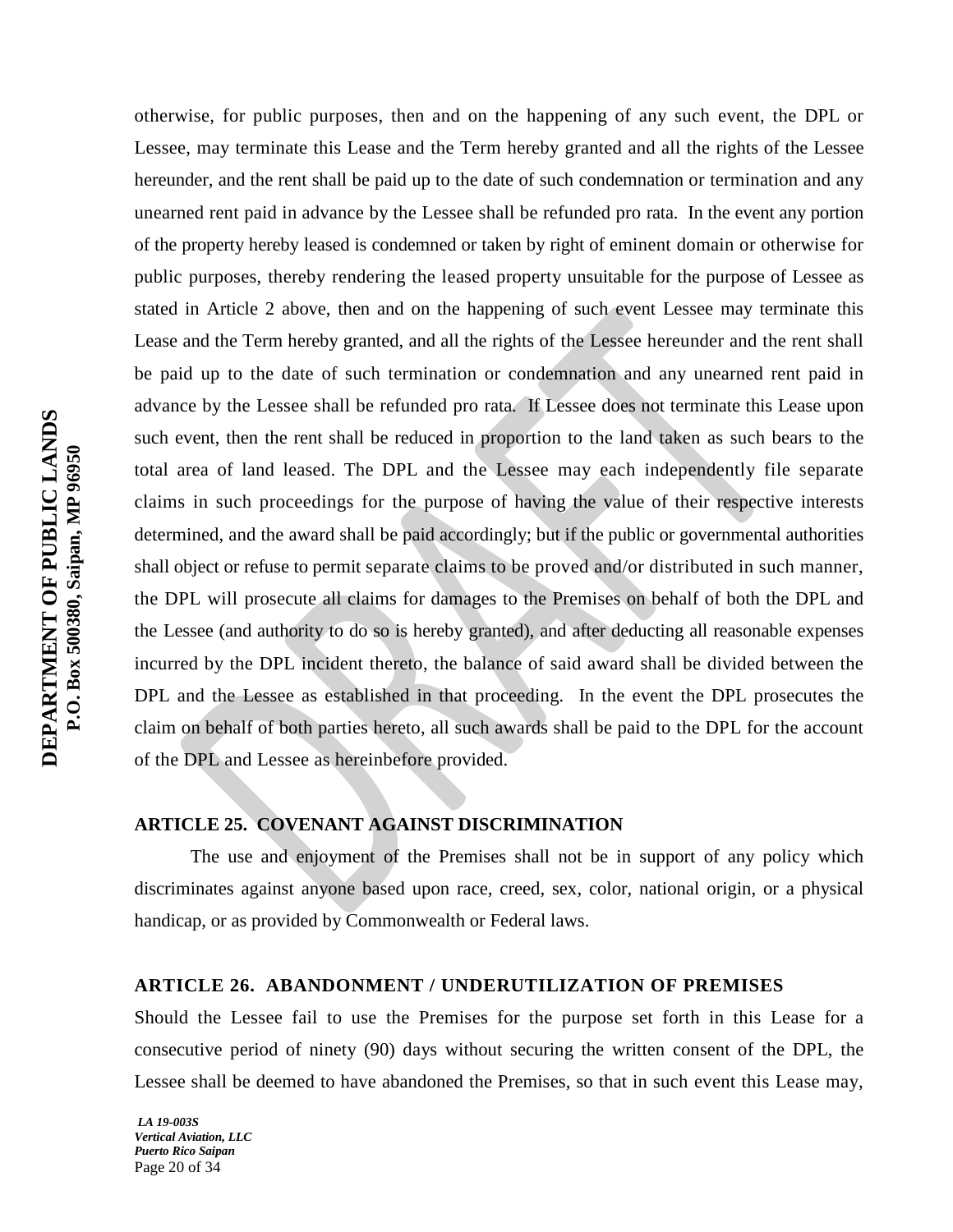otherwise, for public purposes, then and on the happening of any such event, the DPL or Lessee, may terminate this Lease and the Term hereby granted and all the rights of the Lessee hereunder, and the rent shall be paid up to the date of such condemnation or termination and any unearned rent paid in advance by the Lessee shall be refunded pro rata. In the event any portion of the property hereby leased is condemned or taken by right of eminent domain or otherwise for public purposes, thereby rendering the leased property unsuitable for the purpose of Lessee as stated in Article 2 above, then and on the happening of such event Lessee may terminate this Lease and the Term hereby granted, and all the rights of the Lessee hereunder and the rent shall be paid up to the date of such termination or condemnation and any unearned rent paid in advance by the Lessee shall be refunded pro rata. If Lessee does not terminate this Lease upon such event, then the rent shall be reduced in proportion to the land taken as such bears to the total area of land leased. The DPL and the Lessee may each independently file separate claims in such proceedings for the purpose of having the value of their respective interests determined, and the award shall be paid accordingly; but if the public or governmental authorities shall object or refuse to permit separate claims to be proved and/or distributed in such manner, the DPL will prosecute all claims for damages to the Premises on behalf of both the DPL and the Lessee (and authority to do so is hereby granted), and after deducting all reasonable expenses incurred by the DPL incident thereto, the balance of said award shall be divided between the DPL and the Lessee as established in that proceeding. In the event the DPL prosecutes the claim on behalf of both parties hereto, all such awards shall be paid to the DPL for the account of the DPL and Lessee as hereinbefore provided.

### ARTICLE 25. COVENANT AGAINST DISCRIMINATION

The use and enjoyment of the Premises shall not be in support of any policy which discriminates against anyone based upon race, creed, sex, color, national origin, or a physical handicap, or as provided by Commonwealth or Federal laws.

### ARTICLE 26. ABANDONMENT / UNDERUTILIZATION OF PREMISES

Should the Lessee fail to use the Premises for the purpose set forth in this Lease for a consecutive period of ninety (90) days without securing the written consent of the DPL, the Lessee shall be deemed to have abandoned the Premises, so that in such event this Lease may,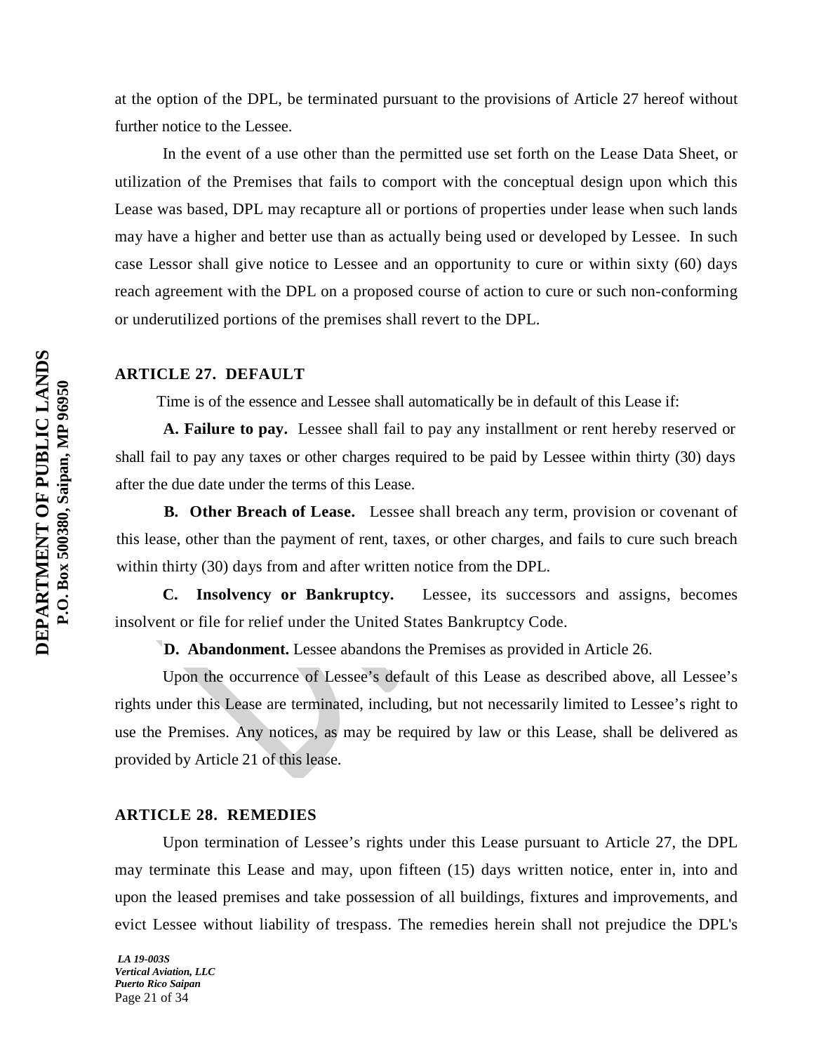at the option of the DPL, be terminated pursuant to the provisions of Article 27 hereof without further notice to the Lessee.

In the event of a use other than the permitted use set forth on the Lease Data Sheet, or utilization of the Premises that fails to comport with the conceptual design upon which this Lease was based, DPL may recapture all or portions of properties under lease when such lands may have a higher and better use than as actually being used or developed by Lessee. In such case Lessor shall give notice to Lessee and an opportunity to cure or within sixty (60) days reach agreement with the DPL on a proposed course of action to cure or such non-conforming or underutilized portions of the premises shall revert to the DPL.

## ARTICLE 27. DEFAULT

Time is of the essence and Lessee shall automatically be in default of this Lease if:

**A. Failure to pay.** Lessee shall fail to pay any installment or rent hereby reserved or shall fail to pay any taxes or other charges required to be paid by Lessee within thirty (30) days after the due date under the terms of this Lease.

**B. Other Breach of Lease.** Lessee shall breach any term, provision or covenant of this lease, other than the payment of rent, taxes, or other charges, and fails to cure such breach within thirty (30) days from and after written notice from the DPL.

**C. Insolvency or Bankruptcy.** Lessee, its successors and assigns, becomes insolvent or file for relief under the United States Bankruptcy Code.

**D. Abandonment.** Lessee abandons the Premises as provided in Article 26.

Upon the occurrence of Lessee's default of this Lease as described above, all Lessee's rights under this Lease are terminated, including, but not necessarily limited to Lessee's right to use the Premises. Any notices, as may be required by law or this Lease, shall be delivered as provided by Article 21 of this lease.

## ARTICLE 28. REMEDIES

Upon termination of Lessee's rights under this Lease pursuant to Article 27, the DPL may terminate this Lease and may, upon fifteen (15) days written notice, enter in, into and upon the leased premises and take possession of all buildings, fixtures and improvements, and evict Lessee without liability of trespass. The remedies herein shall not prejudice the DPL's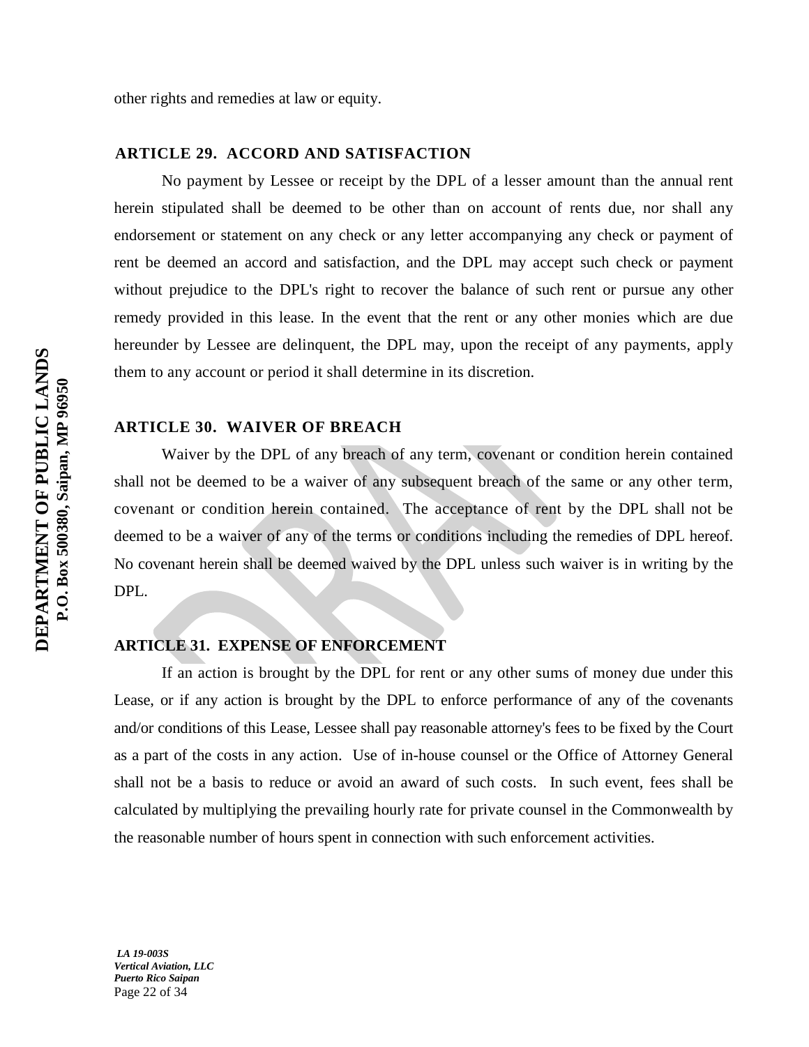other rights and remedies at law or equity.

## ARTICLE 29. ACCORD AND SATISFACTION

No payment by Lessee or receipt by the DPL of a lesser amount than the annual rent herein stipulated shall be deemed to be other than on account of rents due, nor shall any endorsement or statement on any check or any letter accompanying any check or payment of rent be deemed an accord and satisfaction, and the DPL may accept such check or payment without prejudice to the DPL's right to recover the balance of such rent or pursue any other remedy provided in this lease. In the event that the rent or any other monies which are due hereunder by Lessee are delinquent, the DPL may, upon the receipt of any payments, apply them to any account or period it shall determine in its discretion.

## ARTICLE 30. WAIVER OF BREACH

Waiver by the DPL of any breach of any term, covenant or condition herein contained shall not be deemed to be a waiver of any subsequent breach of the same or any other term, covenant or condition herein contained. The acceptance of rent by the DPL shall not be deemed to be a waiver of any of the terms or conditions including the remedies of DPL hereof. No covenant herein shall be deemed waived by the DPL unless such waiver is in writing by the DPL.

## ARTICLE 31. EXPENSE OF ENFORCEMENT

If an action is brought by the DPL for rent or any other sums of money due under this Lease, or if any action is brought by the DPL to enforce performance of any of the covenants and/or conditions of this Lease, Lessee shall pay reasonable attorney's fees to be fixed by the Court as a part of the costs in any action. Use of in-house counsel or the Office of Attorney General shall not be a basis to reduce or avoid an award of such costs. In such event, fees shall be calculated by multiplying the prevailing hourly rate for private counsel in the Commonwealth by the reasonable number of hours spent in connection with such enforcement activities.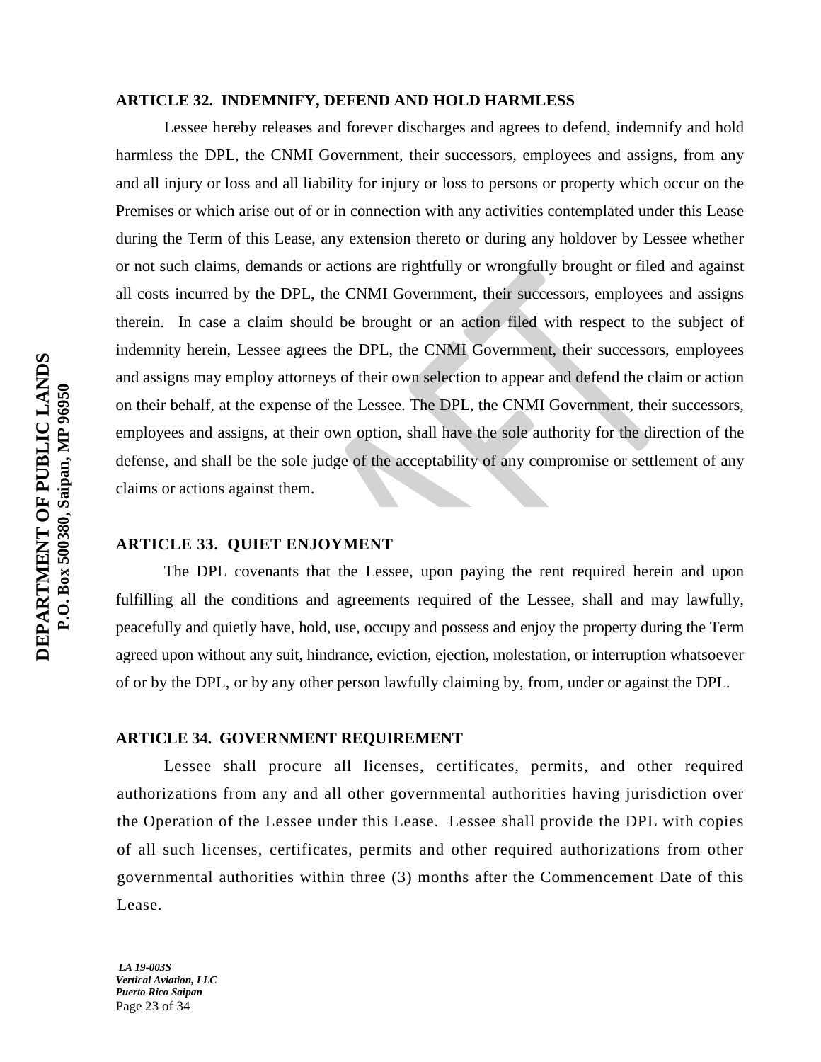**ARTICLE 32. INDEMNIFY, DEFEND AND HOLD HARMLESS**

Lessee hereby releases and forever discharges and agrees to defend, indemnify and hold harmless the DPL, the CNMI Government, their successors, employees and assigns, from any and all injury or loss and all liability for injury or loss to persons or property which occur on the Premises or which arise out of or in connection with any activities contemplated under this Lease during the Term of this Lease, any extension thereto or during any holdover by Lessee whether or not such claims, demands or actions are rightfully or wrongfully brought or filed and against all costs incurred by the DPL, the CNMI Government, their successors, employees and assigns therein. In case a claim should be brought or an action filed with respect to the subject of indemnity herein, Lessee agrees the DPL, the CNMI Government, their successors, employees and assigns may employ attorneys of their own selection to appear and defend the claim or action on their behalf, at the expense of the Lessee. The DPL, the CNMI Government, their successors, employees and assigns, at their own option, shall have the sole authority for the direction of the defense, and shall be the sole judge of the acceptability of any compromise or settlement of any claims or actions against them.

**ARTICLE 33. QUIET ENJOYMENT**

The DPL covenants that the Lessee, upon paying the rent required herein and upon fulfilling all the conditions and agreements required of the Lessee, shall and may lawfully, peacefully and quietly have, hold, use, occupy and possess and enjoy the property during the Term agreed upon without any suit, hindrance, eviction, ejection, molestation, or interruption whatsoever of or by the DPL, or by any other person lawfully claiming by, from, under or against the DPL.

**ARTICLE 34. GOVERNMENT REQUIREMENT**

Lessee shall procure all licenses, certificates, permits, and other required authorizations from any and all other governmental authorities having jurisdiction over the Operation of the Lessee under this Lease. Lessee shall provide the DPL with copies of all such licenses, certificates, permits and other required authorizations from other governmental authorities within three (3) months after the Commencement Date of this Lease.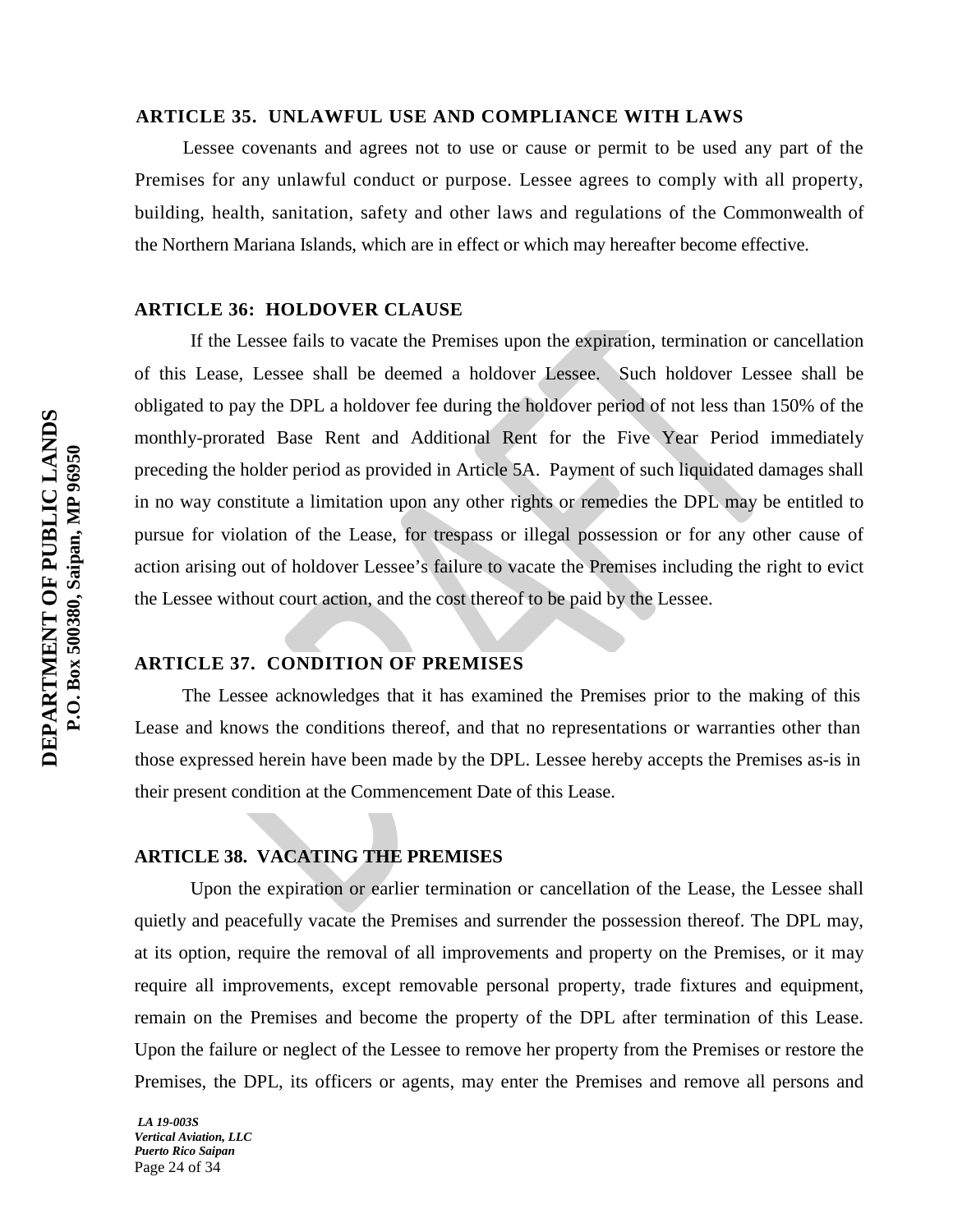### ARTICLE 35. UNLAWFUL USE AND COMPLIANCE WITH LAWS

Lessee covenants and agrees not to use or cause or permit to be used any part of the Premises for any unlawful conduct or purpose. Lessee agrees to comply with all property, building, health, sanitation, safety and other laws and regulations of the Commonwealth of the Northern Mariana Islands, which are in effect or which may hereafter become effective.

### ARTICLE 36: HOLDOVER CLAUSE

If the Lessee fails to vacate the Premises upon the expiration, termination or cancellation of this Lease, Lessee shall be deemed a holdover Lessee. Such holdover Lessee shall be obligated to pay the DPL a holdover fee during the holdover period of not less than 150% of the monthly-prorated Base Rent and Additional Rent for the Five Year Period immediately preceding the holder period as provided in Article 5A. Payment of such liquidated damages shall in no way constitute a limitation upon any other rights or remedies the DPL may be entitled to pursue for violation of the Lease, for trespass or illegal possession or for any other cause of action arising out of holdover Lessee's failure to vacate the Premises including the right to evict the Lessee without court action, and the cost thereof to be paid by the Lessee.

### ARTICLE 37. CONDITION OF PREMISES

The Lessee acknowledges that it has examined the Premises prior to the making of this Lease and knows the conditions thereof, and that no representations or warranties other than those expressed herein have been made by the DPL. Lessee hereby accepts the Premises as-is in their present condition at the Commencement Date of this Lease.

### ARTICLE 38. VACATING THE PREMISES

Upon the expiration or earlier termination or cancellation of the Lease, the Lessee shall quietly and peacefully vacate the Premises and surrender the possession thereof. The DPL may, at its option, require the removal of all improvements and property on the Premises, or it may require all improvements, except removable personal property, trade fixtures and equipment, remain on the Premises and become the property of the DPL after termination of this Lease. Upon the failure or neglect of the Lessee to remove her property from the Premises or restore the Premises, the DPL, its officers or agents, may enter the Premises and remove all persons and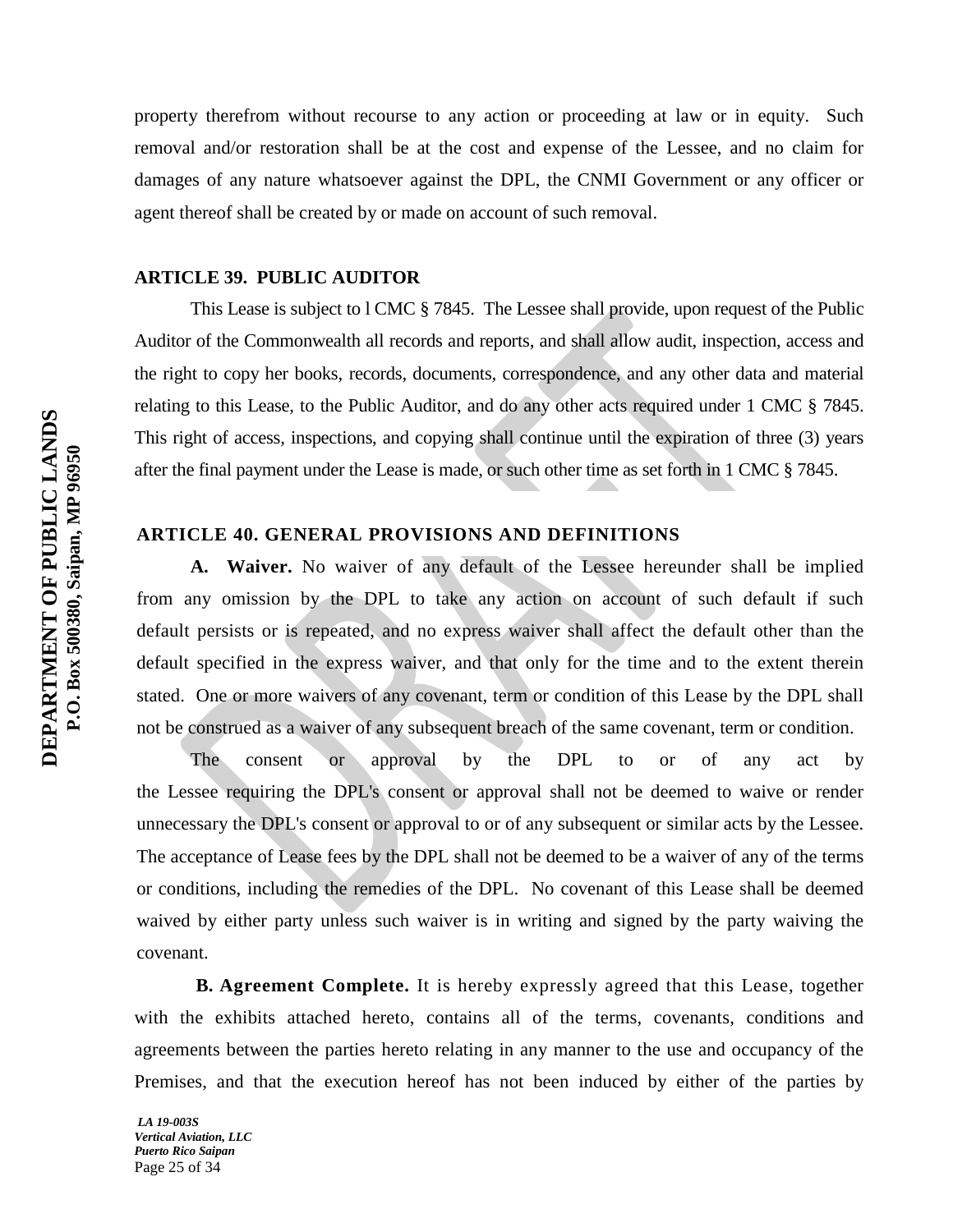property therefrom without recourse to any action or proceeding at law or in equity. Such removal and/or restoration shall be at the cost and expense of the Lessee, and no claim for damages of any nature whatsoever against the DPL, the CNMI Government or any officer or agent thereof shall be created by or made on account of such removal.

**ARTICLE 39. PUBLIC AUDITOR**

This Lease is subject to l CMC § 7845. The Lessee shall provide, upon request of the Public Auditor of the Commonwealth all records and reports, and shall allow audit, inspection, access and the right to copy her books, records, documents, correspondence, and any other data and material relating to this Lease, to the Public Auditor, and do any other acts required under 1 CMC § 7845. This right of access, inspections, and copying shall continue until the expiration of three (3) years after the final payment under the Lease is made, or such other time as set forth in 1 CMC § 7845.

**ARTICLE 40. GENERAL PROVISIONS AND DEFINITIONS**

**A. Waiver.** No waiver of any default of the Lessee hereunder shall be implied from any omission by the DPL to take any action on account of such default if such default persists or is repeated, and no express waiver shall affect the default other than the default specified in the express waiver, and that only for the time and to the extent therein stated. One or more waivers of any covenant, term or condition of this Lease by the DPL shall not be construed as a waiver of any subsequent breach of the same covenant, term or condition.

The consent or approval by the DPL to or of any act by the Lessee requiring the DPL's consent or approval shall not be deemed to waive or render unnecessary the DPL's consent or approval to or of any subsequent or similar acts by the Lessee. The acceptance of Lease fees by the DPL shall not be deemed to be a waiver of any of the terms or conditions, including the remedies of the DPL. No covenant of this Lease shall be deemed waived by either party unless such waiver is in writing and signed by the party waiving the covenant.

**B. Agreement Complete.** It is hereby expressly agreed that this Lease, together with the exhibits attached hereto, contains all of the terms, covenants, conditions and agreements between the parties hereto relating in any manner to the use and occupancy of the Premises, and that the execution hereof has not been induced by either of the parties by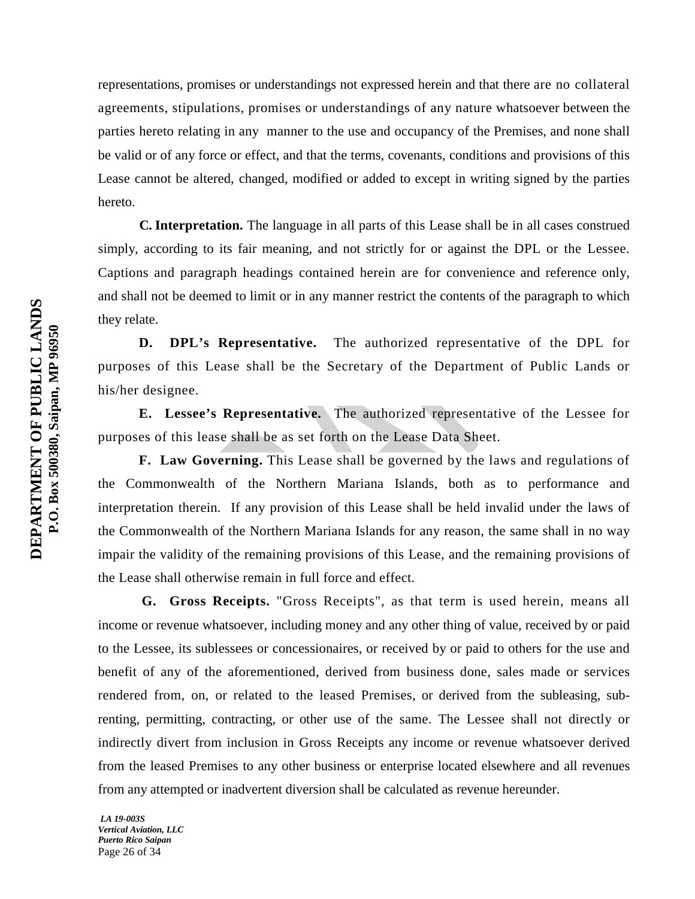representations, promises or understandings not expressed herein and that there are no collateral agreements, stipulations, promises or understandings of any nature whatsoever between the parties hereto relating in any manner to the use and occupancy of the Premises, and none shall be valid or of any force or effect, and that the terms, covenants, conditions and provisions of this Lease cannot be altered, changed, modified or added to except in writing signed by the parties hereto.

**C. Interpretation.** The language in all parts of this Lease shall be in all cases construed simply, according to its fair meaning, and not strictly for or against the DPL or the Lessee. Captions and paragraph headings contained herein are for convenience and reference only, and shall not be deemed to limit or in any manner restrict the contents of the paragraph to which they relate.

**D. DPL's Representative.** The authorized representative of the DPL for purposes of this Lease shall be the Secretary of the Department of Public Lands or his/her designee.

**E. Lessee's Representative.** The authorized representative of the Lessee for purposes of this lease shall be as set forth on the Lease Data Sheet.

**F. Law Governing.** This Lease shall be governed by the laws and regulations of the Commonwealth of the Northern Mariana Islands, both as to performance and interpretation therein. If any provision of this Lease shall be held invalid under the laws of the Commonwealth of the Northern Mariana Islands for any reason, the same shall in no way impair the validity of the remaining provisions of this Lease, and the remaining provisions of the Lease shall otherwise remain in full force and effect.

**G. Gross Receipts.** "Gross Receipts", as that term is used herein, means all income or revenue whatsoever, including money and any other thing of value, received by or paid to the Lessee, its sublessees or concessionaires, or received by or paid to others for the use and benefit of any of the aforementioned, derived from business done, sales made or services rendered from, on, or related to the leased Premises, or derived from the subleasing, sub-renting, permitting, contracting, or other use of the same. The Lessee shall not directly or indirectly divert from inclusion in Gross Receipts any income or revenue whatsoever derived from the leased Premises to any other business or enterprise located elsewhere and all revenues from any attempted or inadvertent diversion shall be calculated as revenue hereunder.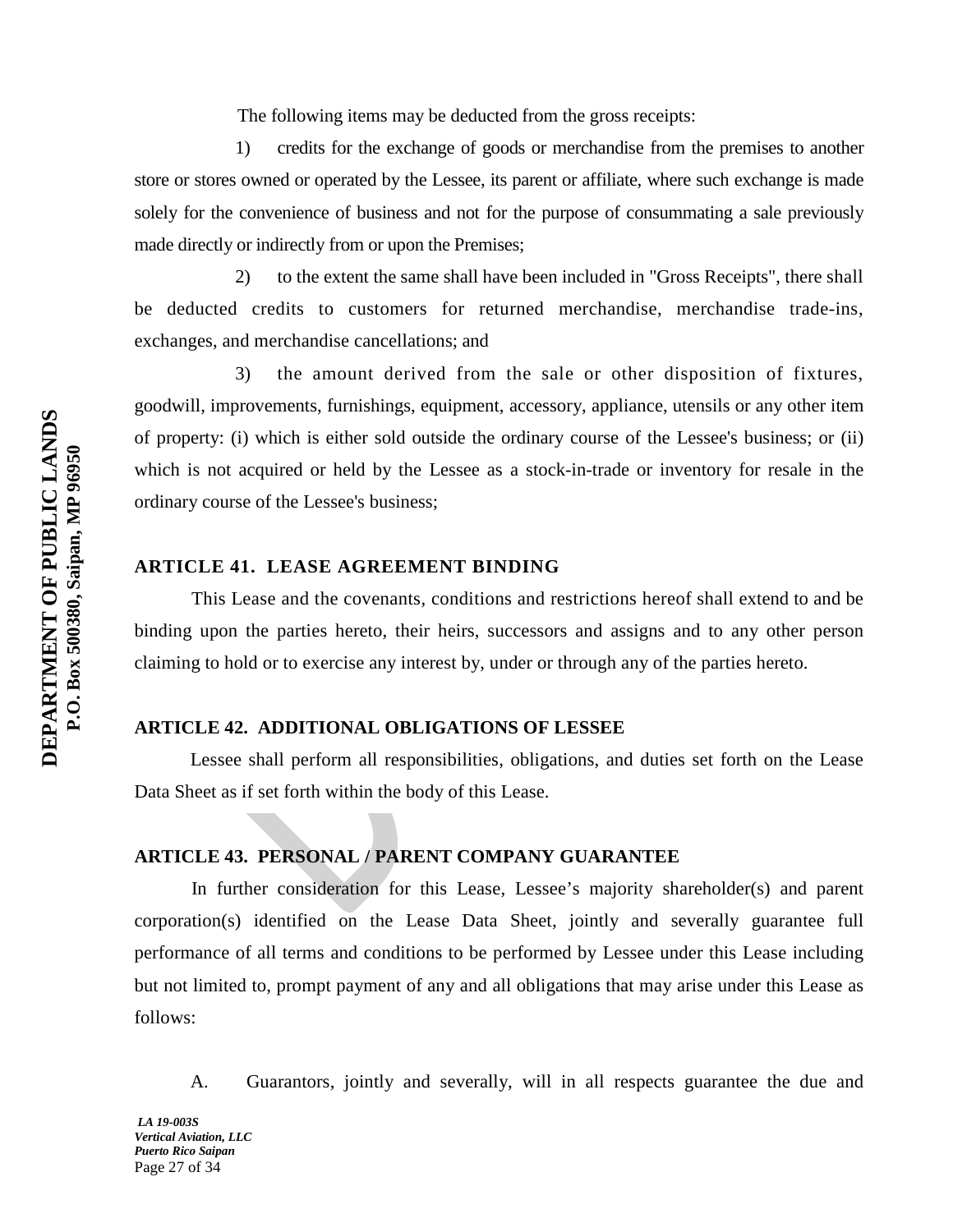The following items may be deducted from the gross receipts:

1) credits for the exchange of goods or merchandise from the premises to another store or stores owned or operated by the Lessee, its parent or affiliate, where such exchange is made solely for the convenience of business and not for the purpose of consummating a sale previously made directly or indirectly from or upon the Premises;

2) to the extent the same shall have been included in "Gross Receipts", there shall be deducted credits to customers for returned merchandise, merchandise trade-ins, exchanges, and merchandise cancellations; and

3) the amount derived from the sale or other disposition of fixtures, goodwill, improvements, furnishings, equipment, accessory, appliance, utensils or any other item of property: (i) which is either sold outside the ordinary course of the Lessee's business; or (ii) which is not acquired or held by the Lessee as a stock-in-trade or inventory for resale in the ordinary course of the Lessee's business;

## ARTICLE 41. LEASE AGREEMENT BINDING

This Lease and the covenants, conditions and restrictions hereof shall extend to and be binding upon the parties hereto, their heirs, successors and assigns and to any other person claiming to hold or to exercise any interest by, under or through any of the parties hereto.

## ARTICLE 42. ADDITIONAL OBLIGATIONS OF LESSEE

Lessee shall perform all responsibilities, obligations, and duties set forth on the Lease Data Sheet as if set forth within the body of this Lease.

## ARTICLE 43. PERSONAL / PARENT COMPANY GUARANTEE

In further consideration for this Lease, Lessee's majority shareholder(s) and parent corporation(s) identified on the Lease Data Sheet, jointly and severally guarantee full performance of all terms and conditions to be performed by Lessee under this Lease including but not limited to, prompt payment of any and all obligations that may arise under this Lease as follows:

A. Guarantors, jointly and severally, will in all respects guarantee the due and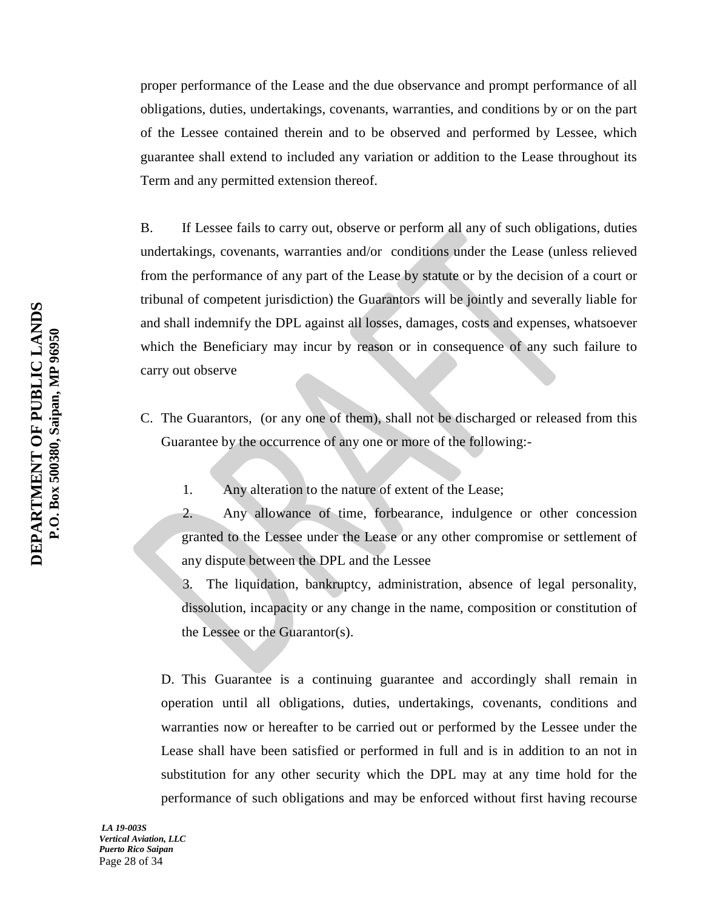proper performance of the Lease and the due observance and prompt performance of all obligations, duties, undertakings, covenants, warranties, and conditions by or on the part of the Lessee contained therein and to be observed and performed by Lessee, which guarantee shall extend to included any variation or addition to the Lease throughout its Term and any permitted extension thereof.

B. If Lessee fails to carry out, observe or perform all any of such obligations, duties undertakings, covenants, warranties and/or conditions under the Lease (unless relieved from the performance of any part of the Lease by statute or by the decision of a court or tribunal of competent jurisdiction) the Guarantors will be jointly and severally liable for and shall indemnify the DPL against all losses, damages, costs and expenses, whatsoever which the Beneficiary may incur by reason or in consequence of any such failure to carry out observe

C. The Guarantors, (or any one of them), shall not be discharged or released from this Guarantee by the occurrence of any one or more of the following:-

1. Any alteration to the nature of extent of the Lease;
2. Any allowance of time, forbearance, indulgence or other concession granted to the Lessee under the Lease or any other compromise or settlement of any dispute between the DPL and the Lessee
3. The liquidation, bankruptcy, administration, absence of legal personality, dissolution, incapacity or any change in the name, composition or constitution of the Lessee or the Guarantor(s).

D. This Guarantee is a continuing guarantee and accordingly shall remain in operation until all obligations, duties, undertakings, covenants, conditions and warranties now or hereafter to be carried out or performed by the Lessee under the Lease shall have been satisfied or performed in full and is in addition to an not in substitution for any other security which the DPL may at any time hold for the performance of such obligations and may be enforced without first having recourse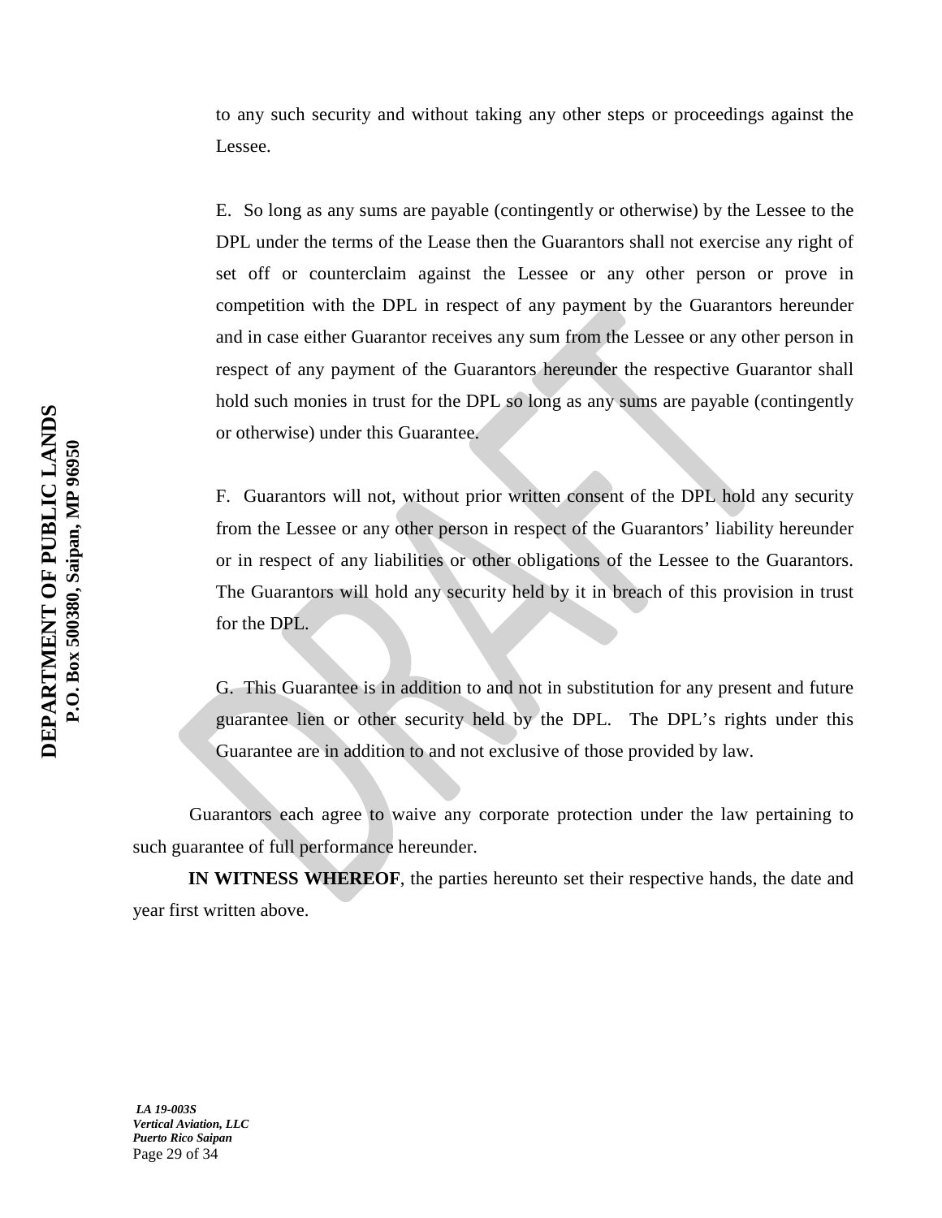to any such security and without taking any other steps or proceedings against the Lessee.

E. So long as any sums are payable (contingently or otherwise) by the Lessee to the DPL under the terms of the Lease then the Guarantors shall not exercise any right of set off or counterclaim against the Lessee or any other person or prove in competition with the DPL in respect of any payment by the Guarantors hereunder and in case either Guarantor receives any sum from the Lessee or any other person in respect of any payment of the Guarantors hereunder the respective Guarantor shall hold such monies in trust for the DPL so long as any sums are payable (contingently or otherwise) under this Guarantee.

F. Guarantors will not, without prior written consent of the DPL hold any security from the Lessee or any other person in respect of the Guarantors' liability hereunder or in respect of any liabilities or other obligations of the Lessee to the Guarantors. The Guarantors will hold any security held by it in breach of this provision in trust for the DPL.

G. This Guarantee is in addition to and not in substitution for any present and future guarantee lien or other security held by the DPL. The DPL's rights under this Guarantee are in addition to and not exclusive of those provided by law.

Guarantors each agree to waive any corporate protection under the law pertaining to such guarantee of full performance hereunder.

**IN WITNESS WHEREOF**, the parties hereunto set their respective hands, the date and year first written above.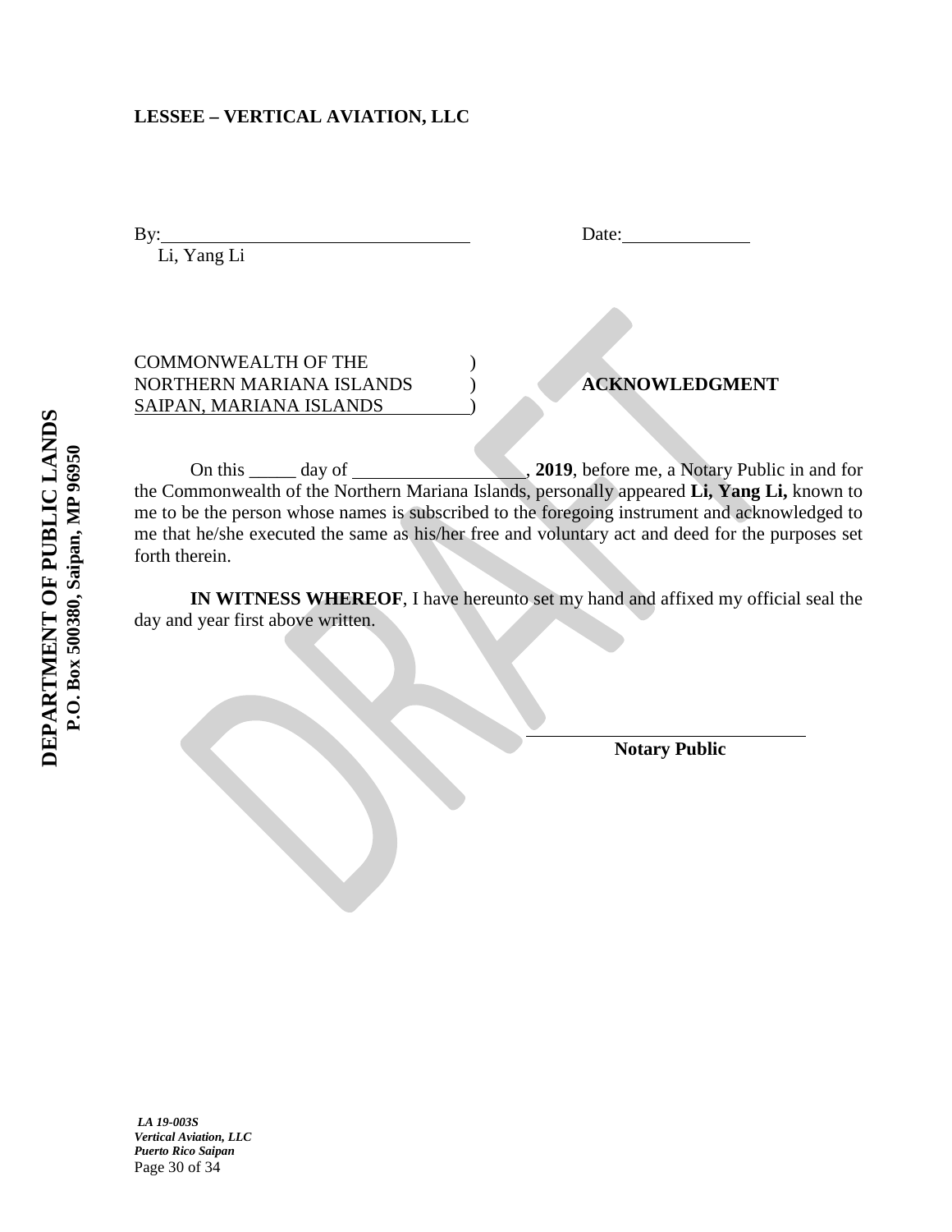**LESSEE – VERTICAL AVIATION, LLC**

By:_________________________________ Date:______________
Li, Yang Li

COMMONWEALTH OF THE )
NORTHERN MARIANA ISLANDS ) **ACKNOWLEDGMENT**
SAIPAN, MARIANA ISLANDS )

On this _____ day of __________________, **2019**, before me, a Notary Public in and for the Commonwealth of the Northern Mariana Islands, personally appeared **Li, Yang Li,** known to me to be the person whose names is subscribed to the foregoing instrument and acknowledged to me that he/she executed the same as his/her free and voluntary act and deed for the purposes set forth therein.

**IN WITNESS WHEREOF**, I have hereunto set my hand and affixed my official seal the day and year first above written.

_________________________________
**Notary Public**

**DEPARTMENT OF PUBLIC LANDS**
**P.O. Box 500380, Saipan, MP 96950**

*LA 19-003S*
*Vertical Aviation, LLC*
*Puerto Rico Saipan*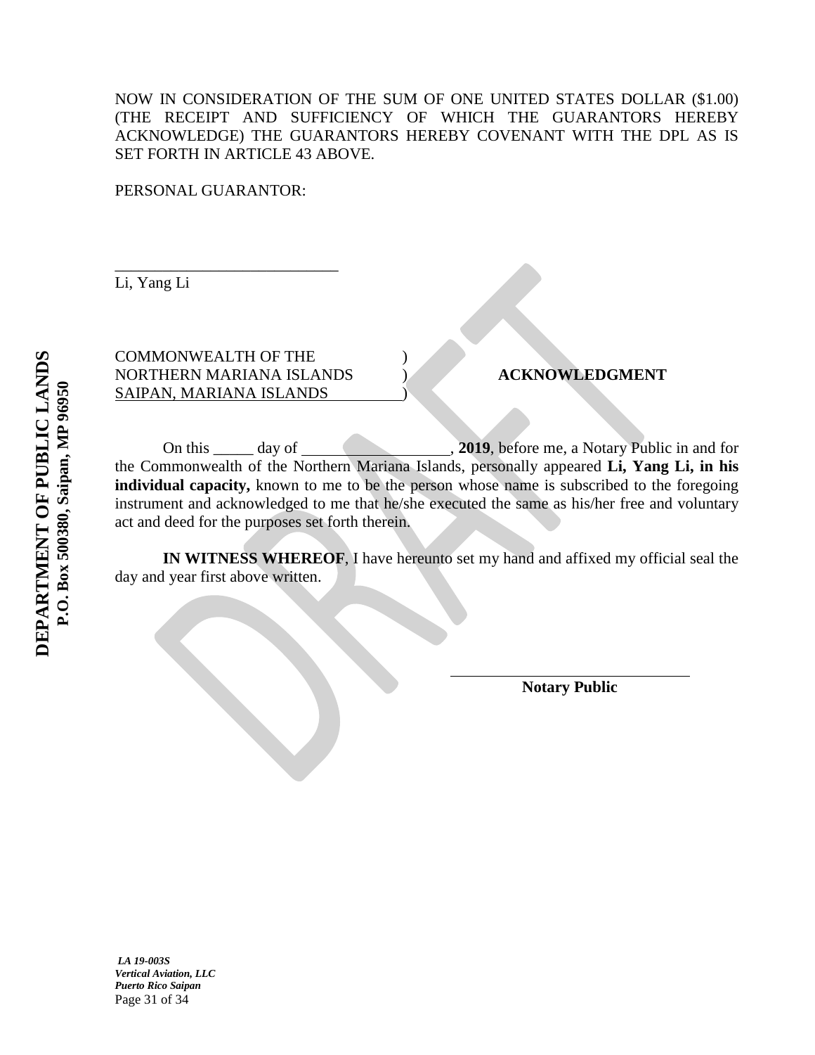NOW IN CONSIDERATION OF THE SUM OF ONE UNITED STATES DOLLAR ($1.00) (THE RECEIPT AND SUFFICIENCY OF WHICH THE GUARANTORS HEREBY ACKNOWLEDGE) THE GUARANTORS HEREBY COVENANT WITH THE DPL AS IS SET FORTH IN ARTICLE 43 ABOVE.

PERSONAL GUARANTOR:

_____________________________
Li, Yang Li

COMMONWEALTH OF THE )
NORTHERN MARIANA ISLANDS ) **ACKNOWLEDGMENT**
SAIPAN, MARIANA ISLANDS )

On this _____ day of ___________________, **2019**, before me, a Notary Public in and for the Commonwealth of the Northern Mariana Islands, personally appeared **Li, Yang Li, in his individual capacity,** known to me to be the person whose name is subscribed to the foregoing instrument and acknowledged to me that he/she executed the same as his/her free and voluntary act and deed for the purposes set forth therein.

**IN WITNESS WHEREOF**, I have hereunto set my hand and affixed my official seal the day and year first above written.

_____________________________
**Notary Public**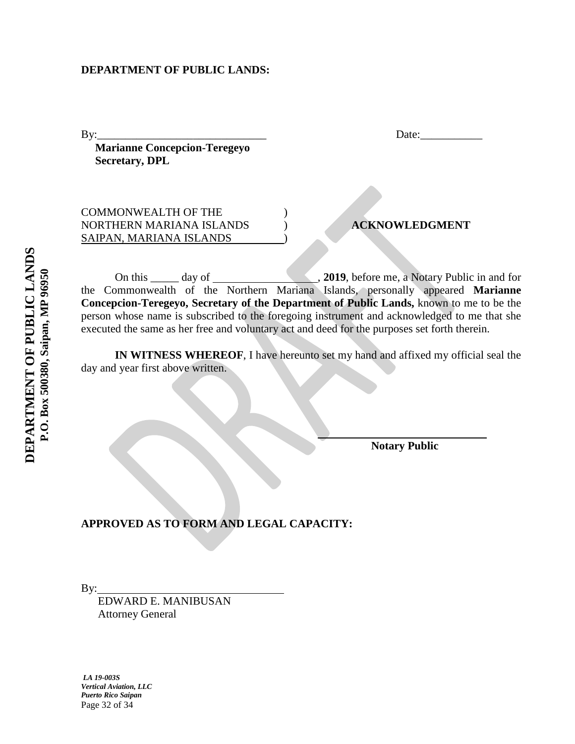**DEPARTMENT OF PUBLIC LANDS:**

By:______________________________ Date:___________

**Marianne Concepcion-Teregeyo**
**Secretary, DPL**

COMMONWEALTH OF THE )
NORTHERN MARIANA ISLANDS ) **ACKNOWLEDGMENT**
SAIPAN, MARIANA ISLANDS )

On this _____ day of __________________, **2019**, before me, a Notary Public in and for the Commonwealth of the Northern Mariana Islands, personally appeared **Marianne Concepcion-Teregeyo, Secretary of the Department of Public Lands,** known to me to be the person whose name is subscribed to the foregoing instrument and acknowledged to me that she executed the same as her free and voluntary act and deed for the purposes set forth therein.

**IN WITNESS WHEREOF**, I have hereunto set my hand and affixed my official seal the day and year first above written.

______________________________
**Notary Public**

**APPROVED AS TO FORM AND LEGAL CAPACITY:**

By:______________________________
EDWARD E. MANIBUSAN
Attorney General

*LA 19-003S*
*Vertical Aviation, LLC*
*Puerto Rico Saipan*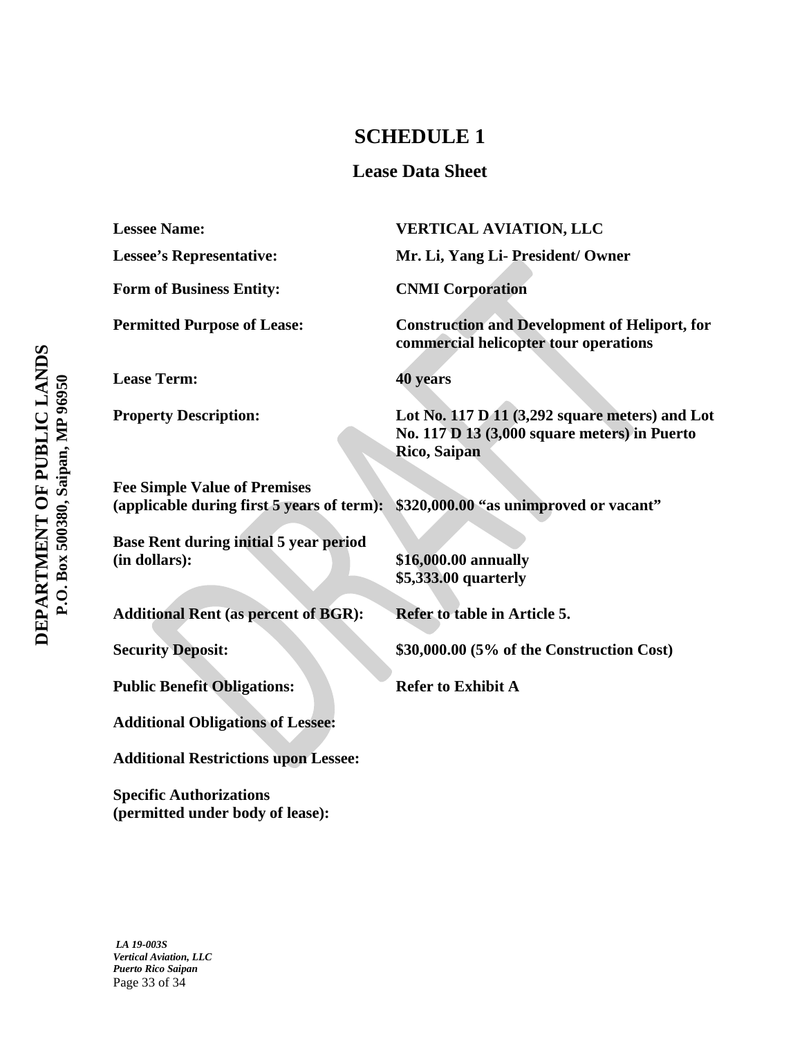# SCHEDULE 1

## Lease Data Sheet

| | |
|---|---|
| **Lessee Name:** | **VERTICAL AVIATION, LLC** |
| **Lessee's Representative:** | **Mr. Li, Yang Li- President/ Owner** |
| **Form of Business Entity:** | **CNMI Corporation** |
| **Permitted Purpose of Lease:** | **Construction and Development of Heliport, for commercial helicopter tour operations** |
| **Lease Term:** | **40 years** |
| **Property Description:** | **Lot No. 117 D 11 (3,292 square meters) and Lot No. 117 D 13 (3,000 square meters) in Puerto Rico, Saipan** |
| **Fee Simple Value of Premises (applicable during first 5 years of term):** | **$320,000.00 "as unimproved or vacant"** |
| **Base Rent during initial 5 year period (in dollars):** | **$16,000.00 annually**<br>**$5,333.00 quarterly** |
| **Additional Rent (as percent of BGR):** | **Refer to table in Article 5.** |
| **Security Deposit:** | **$30,000.00 (5% of the Construction Cost)** |
| **Public Benefit Obligations:** | **Refer to Exhibit A** |
| **Additional Obligations of Lessee:** | |
| **Additional Restrictions upon Lessee:** | |
| **Specific Authorizations (permitted under body of lease):** | |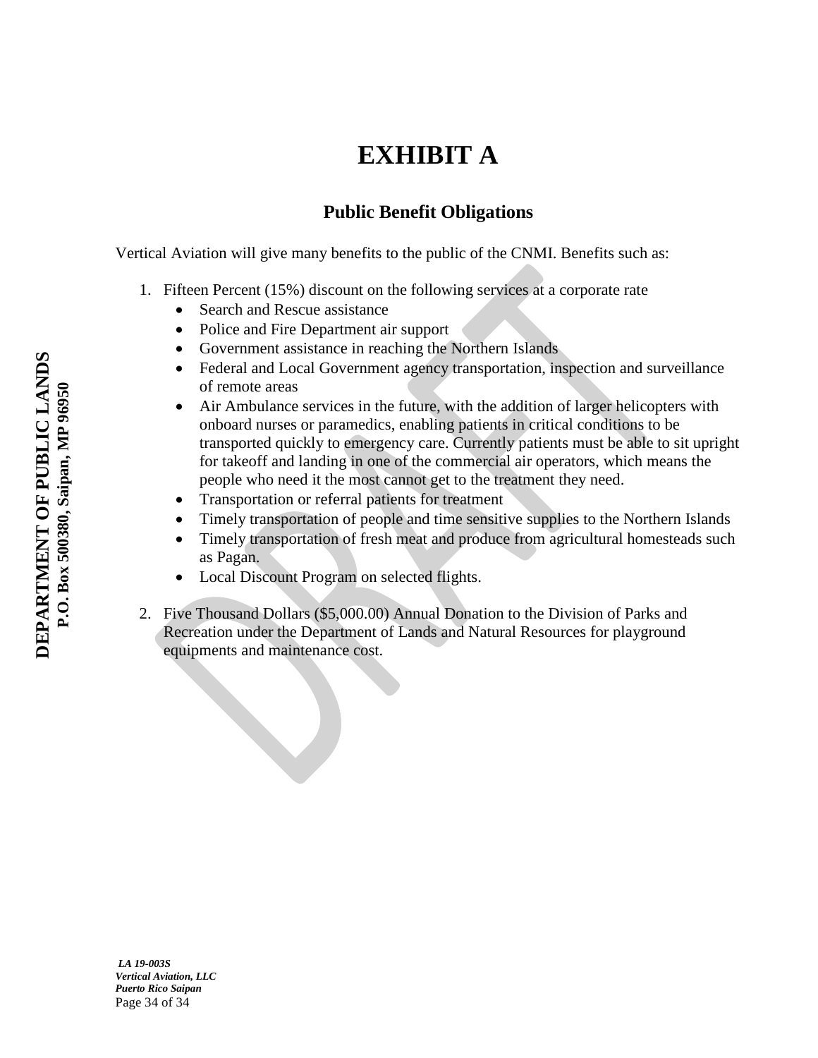# EXHIBIT A

## Public Benefit Obligations

Vertical Aviation will give many benefits to the public of the CNMI. Benefits such as:

1. Fifteen Percent (15%) discount on the following services at a corporate rate
   - Search and Rescue assistance
   - Police and Fire Department air support
   - Government assistance in reaching the Northern Islands
   - Federal and Local Government agency transportation, inspection and surveillance of remote areas
   - Air Ambulance services in the future, with the addition of larger helicopters with onboard nurses or paramedics, enabling patients in critical conditions to be transported quickly to emergency care. Currently patients must be able to sit upright for takeoff and landing in one of the commercial air operators, which means the people who need it the most cannot get to the treatment they need.
   - Transportation or referral patients for treatment
   - Timely transportation of people and time sensitive supplies to the Northern Islands
   - Timely transportation of fresh meat and produce from agricultural homesteads such as Pagan.
   - Local Discount Program on selected flights.

2. Five Thousand Dollars ($5,000.00) Annual Donation to the Division of Parks and Recreation under the Department of Lands and Natural Resources for playground equipments and maintenance cost.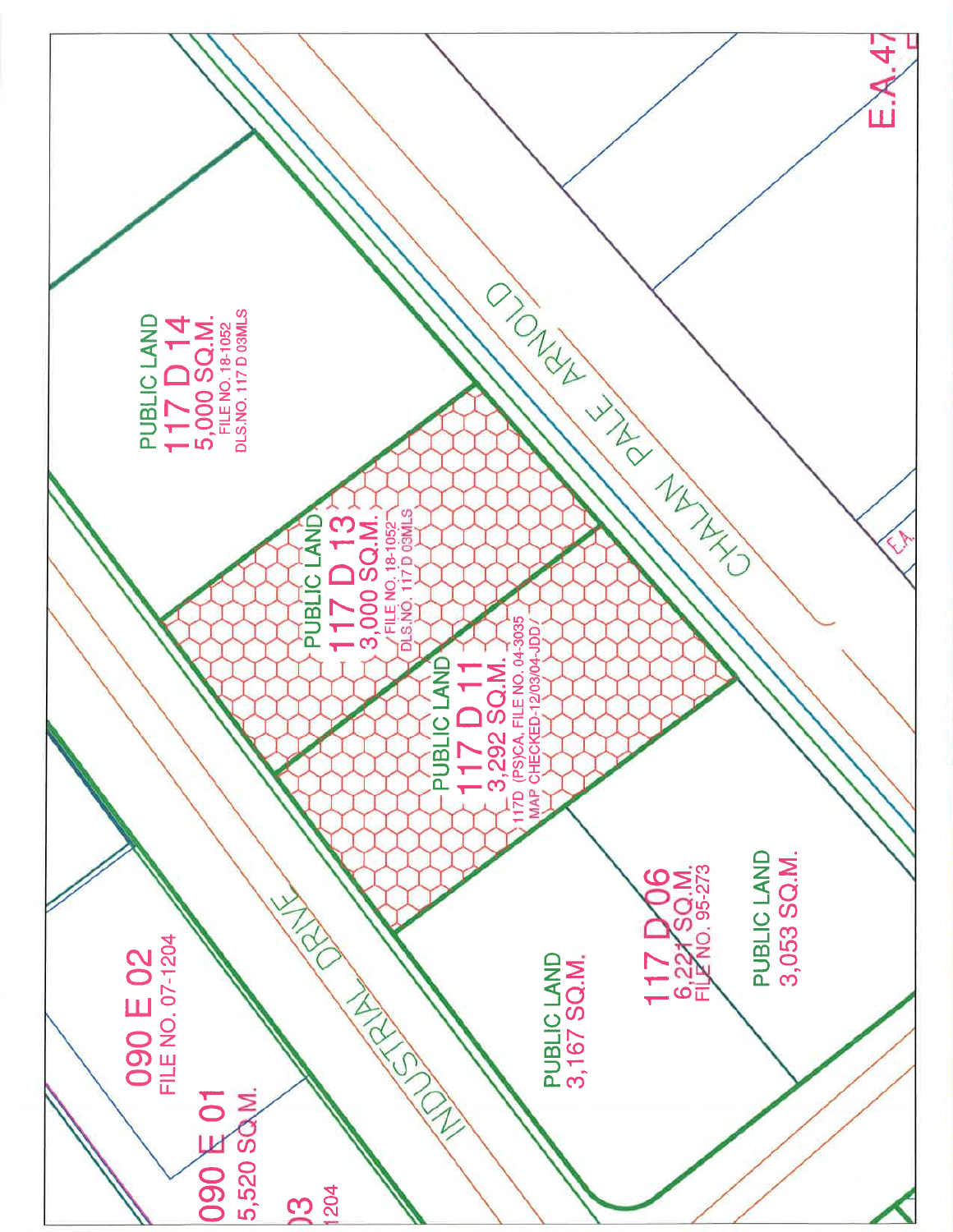PUBLIC LAND
117 D 14
5,000 SQ.M.
FILE NO. 18-1052
DLS.NO. 117 D 03MLS

PUBLIC LAND
117 D 13
3,000 SQ.M.
FILE NO. 18-1052
DLS.NO. 117 D 03MLS

PUBLIC LAND
117 D 11
3,292 SQ.M.
117D (PS)CA, FILE NO. 04-3035
MAP CHECKED-12/03/04-JDD

117 D 06
6,221 SQ.M.
FILE NO. 95-273

PUBLIC LAND
3,167 SQ.M.

PUBLIC LAND
3,053 SQ.M.

CHALAN PALE ARNOLD

INDUSTRIAL DRIVE

090 E 02
FILE NO. 07-1204

090 E 01
5,520 SQ.M.

03
1204

E.A.47

E.A.